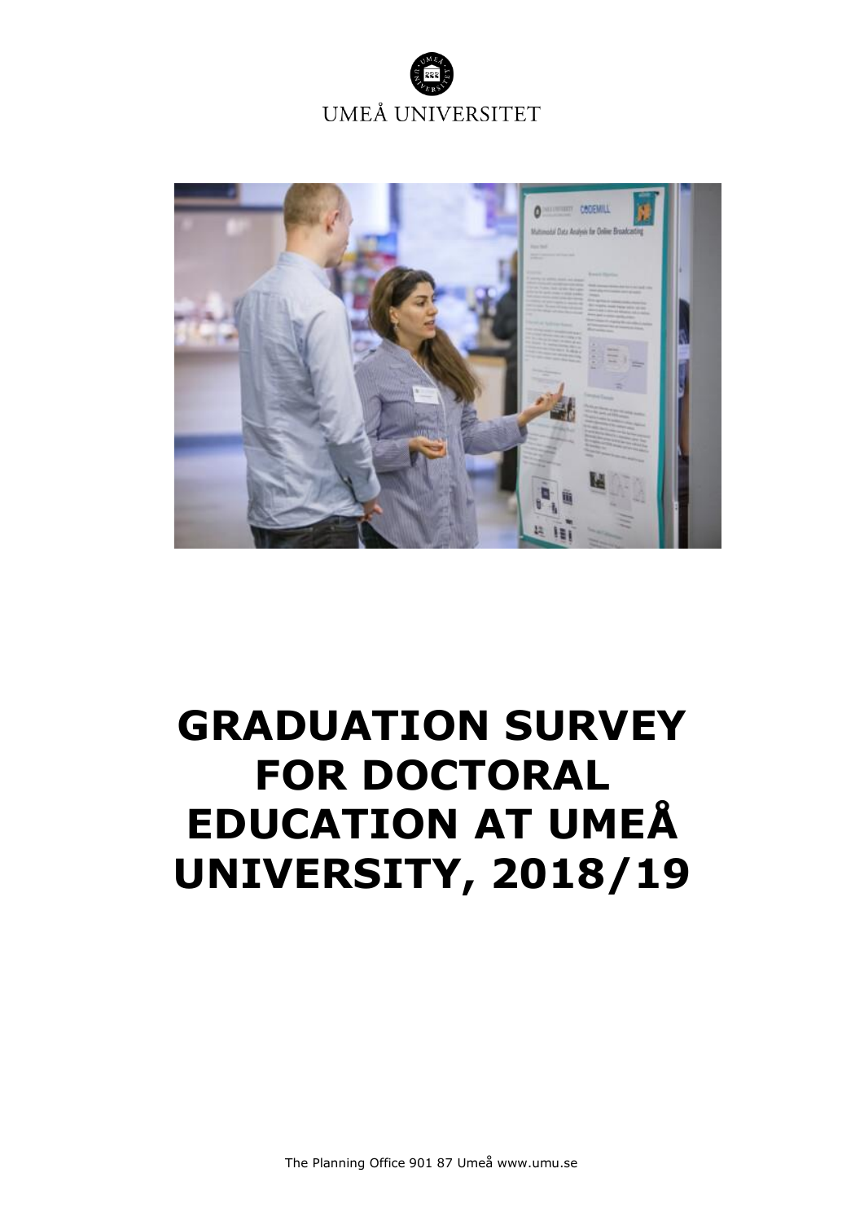UMEÅ UNIVERSITET

# GRADUATION SURVEY FOR DOCTORAL EDUCATION AT UMEÅ UNIVERSITY, 2018/19

The Planning Office 901 87 Umeå www.umu.se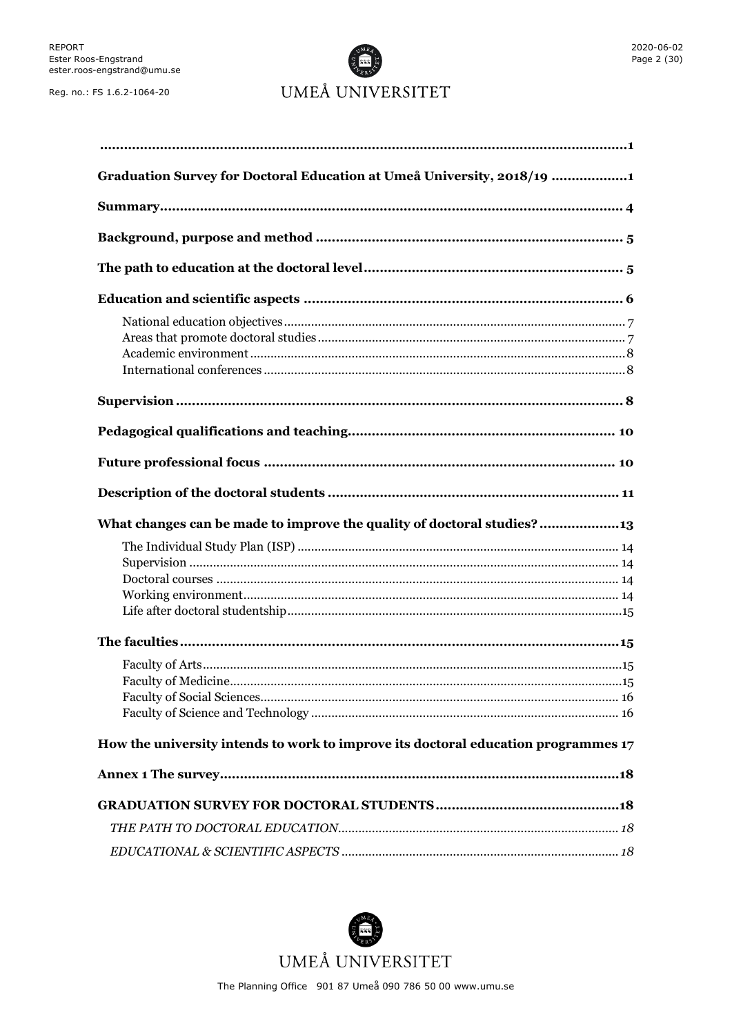...1

Graduation Survey for Doctoral Education at Umeå University, 2018/19 ...1

Summary ... 4

Background, purpose and method ... 5

The path to education at the doctoral level ... 5

Education and scientific aspects ... 6

- National education objectives ... 7
- Areas that promote doctoral studies ... 7
- Academic environment ... 8
- International conferences ... 8

Supervision ... 8

Pedagogical qualifications and teaching ... 10

Future professional focus ... 10

Description of the doctoral students ... 11

What changes can be made to improve the quality of doctoral studies? ... 13

- The Individual Study Plan (ISP) ... 14
- Supervision ... 14
- Doctoral courses ... 14
- Working environment ... 14
- Life after doctoral studentship ... 15

The faculties ... 15

- Faculty of Arts ... 15
- Faculty of Medicine ... 15
- Faculty of Social Sciences ... 16
- Faculty of Science and Technology ... 16

How the university intends to work to improve its doctoral education programmes 17

Annex 1 The survey ... 18

GRADUATION SURVEY FOR DOCTORAL STUDENTS ... 18

*THE PATH TO DOCTORAL EDUCATION ... 18*

*EDUCATIONAL & SCIENTIFIC ASPECTS ... 18*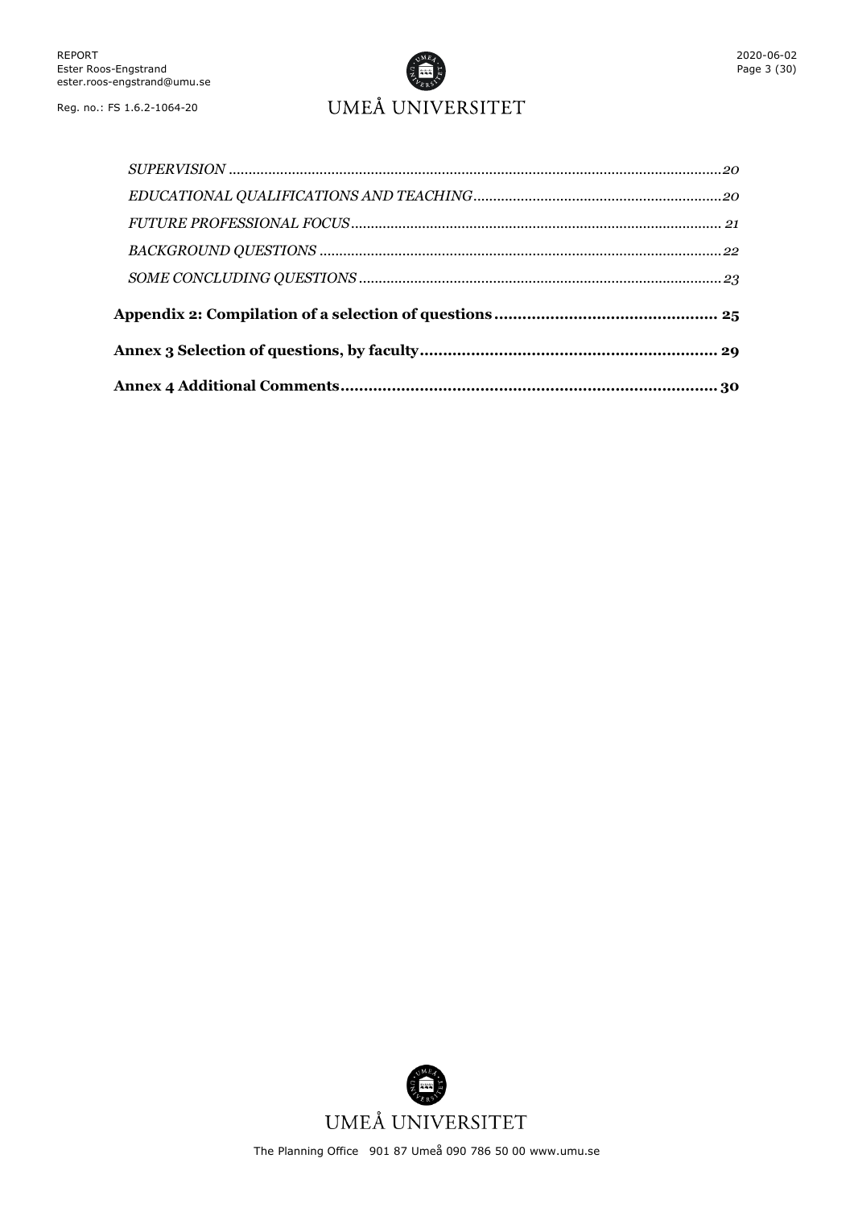*SUPERVISION* ........................................................................................................ *20*

*EDUCATIONAL QUALIFICATIONS AND TEACHING* ............................................................ *20*

*FUTURE PROFESSIONAL FOCUS* ........................................................................................ *21*

*BACKGROUND QUESTIONS* ............................................................................................... *22*

*SOME CONCLUDING QUESTIONS* ..................................................................................... *23*

**Appendix 2: Compilation of a selection of questions ............................................ 25**

**Annex 3 Selection of questions, by faculty ............................................................ 29**

**Annex 4 Additional Comments ................................................................................ 30**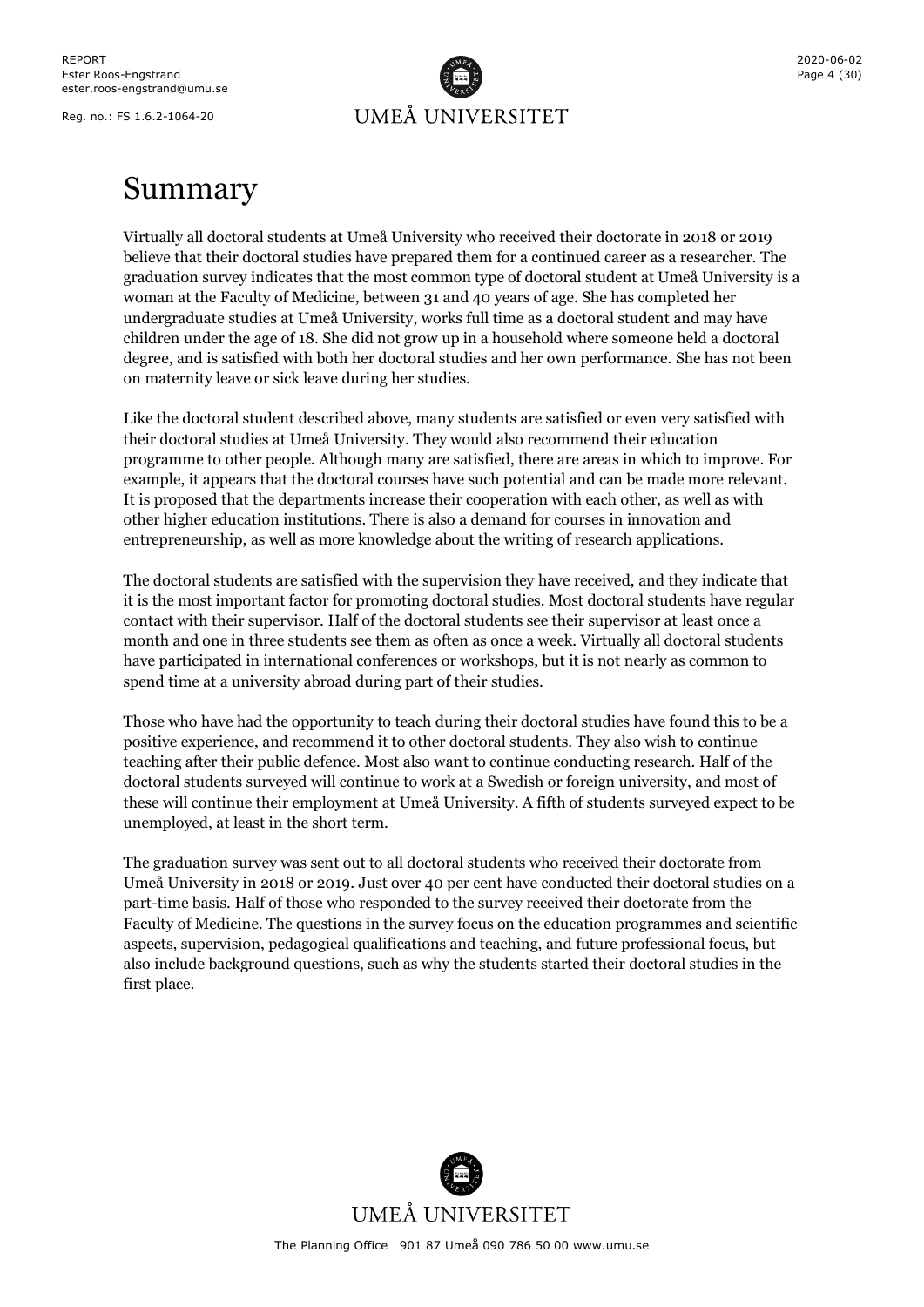# Summary

Virtually all doctoral students at Umeå University who received their doctorate in 2018 or 2019 believe that their doctoral studies have prepared them for a continued career as a researcher. The graduation survey indicates that the most common type of doctoral student at Umeå University is a woman at the Faculty of Medicine, between 31 and 40 years of age. She has completed her undergraduate studies at Umeå University, works full time as a doctoral student and may have children under the age of 18. She did not grow up in a household where someone held a doctoral degree, and is satisfied with both her doctoral studies and her own performance. She has not been on maternity leave or sick leave during her studies.

Like the doctoral student described above, many students are satisfied or even very satisfied with their doctoral studies at Umeå University. They would also recommend their education programme to other people. Although many are satisfied, there are areas in which to improve. For example, it appears that the doctoral courses have such potential and can be made more relevant. It is proposed that the departments increase their cooperation with each other, as well as with other higher education institutions. There is also a demand for courses in innovation and entrepreneurship, as well as more knowledge about the writing of research applications.

The doctoral students are satisfied with the supervision they have received, and they indicate that it is the most important factor for promoting doctoral studies. Most doctoral students have regular contact with their supervisor. Half of the doctoral students see their supervisor at least once a month and one in three students see them as often as once a week. Virtually all doctoral students have participated in international conferences or workshops, but it is not nearly as common to spend time at a university abroad during part of their studies.

Those who have had the opportunity to teach during their doctoral studies have found this to be a positive experience, and recommend it to other doctoral students. They also wish to continue teaching after their public defence. Most also want to continue conducting research. Half of the doctoral students surveyed will continue to work at a Swedish or foreign university, and most of these will continue their employment at Umeå University. A fifth of students surveyed expect to be unemployed, at least in the short term.

The graduation survey was sent out to all doctoral students who received their doctorate from Umeå University in 2018 or 2019. Just over 40 per cent have conducted their doctoral studies on a part-time basis. Half of those who responded to the survey received their doctorate from the Faculty of Medicine. The questions in the survey focus on the education programmes and scientific aspects, supervision, pedagogical qualifications and teaching, and future professional focus, but also include background questions, such as why the students started their doctoral studies in the first place.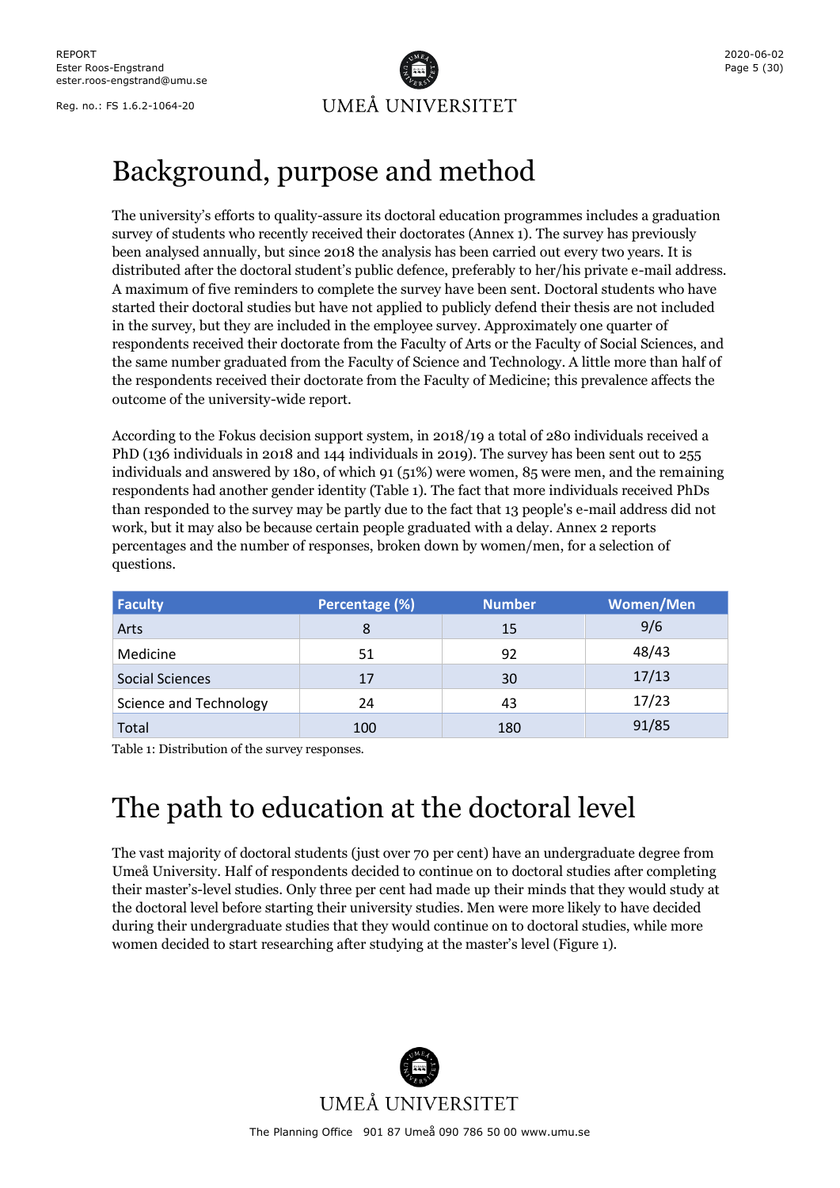# Background, purpose and method

The university's efforts to quality-assure its doctoral education programmes includes a graduation survey of students who recently received their doctorates (Annex 1). The survey has previously been analysed annually, but since 2018 the analysis has been carried out every two years. It is distributed after the doctoral student's public defence, preferably to her/his private e-mail address. A maximum of five reminders to complete the survey have been sent. Doctoral students who have started their doctoral studies but have not applied to publicly defend their thesis are not included in the survey, but they are included in the employee survey. Approximately one quarter of respondents received their doctorate from the Faculty of Arts or the Faculty of Social Sciences, and the same number graduated from the Faculty of Science and Technology. A little more than half of the respondents received their doctorate from the Faculty of Medicine; this prevalence affects the outcome of the university-wide report.

According to the Fokus decision support system, in 2018/19 a total of 280 individuals received a PhD (136 individuals in 2018 and 144 individuals in 2019). The survey has been sent out to 255 individuals and answered by 180, of which 91 (51%) were women, 85 were men, and the remaining respondents had another gender identity (Table 1). The fact that more individuals received PhDs than responded to the survey may be partly due to the fact that 13 people's e-mail address did not work, but it may also be because certain people graduated with a delay. Annex 2 reports percentages and the number of responses, broken down by women/men, for a selection of questions.

| Faculty | Percentage (%) | Number | Women/Men |
|---|---|---|---|
| Arts | 8 | 15 | 9/6 |
| Medicine | 51 | 92 | 48/43 |
| Social Sciences | 17 | 30 | 17/13 |
| Science and Technology | 24 | 43 | 17/23 |
| Total | 100 | 180 | 91/85 |

Table 1: Distribution of the survey responses.

# The path to education at the doctoral level

The vast majority of doctoral students (just over 70 per cent) have an undergraduate degree from Umeå University. Half of respondents decided to continue on to doctoral studies after completing their master's-level studies. Only three per cent had made up their minds that they would study at the doctoral level before starting their university studies. Men were more likely to have decided during their undergraduate studies that they would continue on to doctoral studies, while more women decided to start researching after studying at the master's level (Figure 1).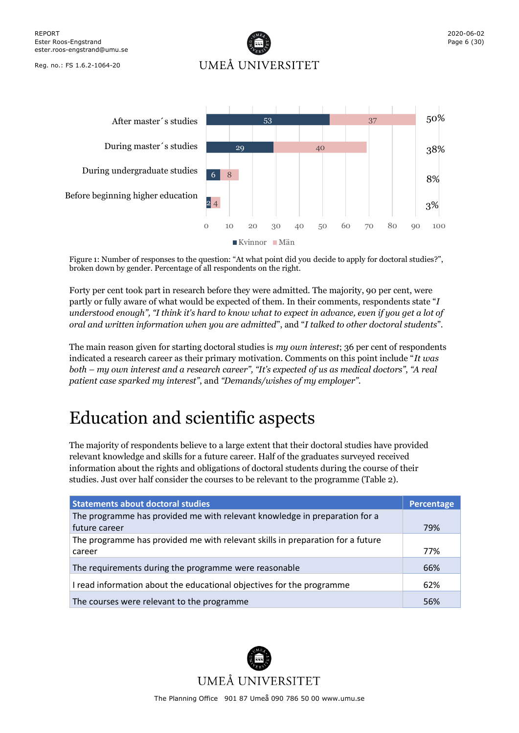| | Kvinnor | Män | |
|---|---|---|---|
| After master´s studies | 53 | 37 | 50% |
| During master´s studies | 29 | 40 | 38% |
| During undergraduate studies | 6 | 8 | 8% |
| Before beginning higher education | 2 | 4 | 3% |

Figure 1: Number of responses to the question: "At what point did you decide to apply for doctoral studies?", broken down by gender. Percentage of all respondents on the right.

Forty per cent took part in research before they were admitted. The majority, 90 per cent, were partly or fully aware of what would be expected of them. In their comments, respondents state "*I understood enough*", "*I think it's hard to know what to expect in advance, even if you get a lot of oral and written information when you are admitted*", and "*I talked to other doctoral students*".

The main reason given for starting doctoral studies is *my own interest*; 36 per cent of respondents indicated a research career as their primary motivation. Comments on this point include "*It was both – my own interest and a research career*", "*It's expected of us as medical doctors*", "*A real patient case sparked my interest*", and "*Demands/wishes of my employer*".

# Education and scientific aspects

The majority of respondents believe to a large extent that their doctoral studies have provided relevant knowledge and skills for a future career. Half of the graduates surveyed received information about the rights and obligations of doctoral students during the course of their studies. Just over half consider the courses to be relevant to the programme (Table 2).

| Statements about doctoral studies | Percentage |
|---|---|
| The programme has provided me with relevant knowledge in preparation for a future career | 79% |
| The programme has provided me with relevant skills in preparation for a future career | 77% |
| The requirements during the programme were reasonable | 66% |
| I read information about the educational objectives for the programme | 62% |
| The courses were relevant to the programme | 56% |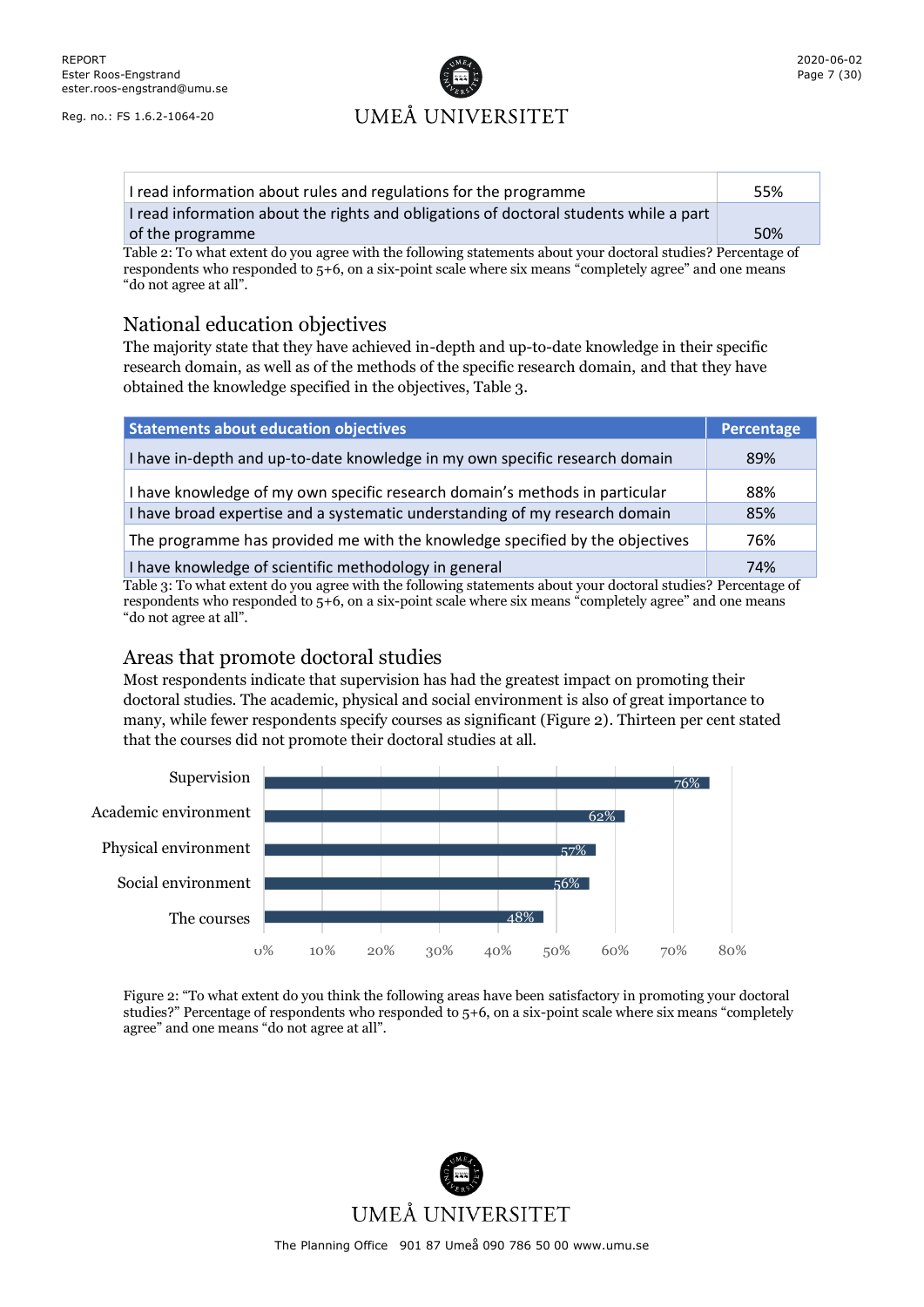| I read information about rules and regulations for the programme | 55% |
|---|---|
| I read information about the rights and obligations of doctoral students while a part of the programme | 50% |

Table 2: To what extent do you agree with the following statements about your doctoral studies? Percentage of respondents who responded to 5+6, on a six-point scale where six means "completely agree" and one means "do not agree at all".

## National education objectives

The majority state that they have achieved in-depth and up-to-date knowledge in their specific research domain, as well as of the methods of the specific research domain, and that they have obtained the knowledge specified in the objectives, Table 3.

| Statements about education objectives | Percentage |
|---|---|
| I have in-depth and up-to-date knowledge in my own specific research domain | 89% |
| I have knowledge of my own specific research domain's methods in particular | 88% |
| I have broad expertise and a systematic understanding of my research domain | 85% |
| The programme has provided me with the knowledge specified by the objectives | 76% |
| I have knowledge of scientific methodology in general | 74% |

Table 3: To what extent do you agree with the following statements about your doctoral studies? Percentage of respondents who responded to 5+6, on a six-point scale where six means "completely agree" and one means "do not agree at all".

## Areas that promote doctoral studies

Most respondents indicate that supervision has had the greatest impact on promoting their doctoral studies. The academic, physical and social environment is also of great importance to many, while fewer respondents specify courses as significant (Figure 2). Thirteen per cent stated that the courses did not promote their doctoral studies at all.

| Area | Percentage |
|---|---|
| Supervision | 76% |
| Academic environment | 62% |
| Physical environment | 57% |
| Social environment | 56% |
| The courses | 48% |

Figure 2: "To what extent do you think the following areas have been satisfactory in promoting your doctoral studies?" Percentage of respondents who responded to 5+6, on a six-point scale where six means "completely agree" and one means "do not agree at all".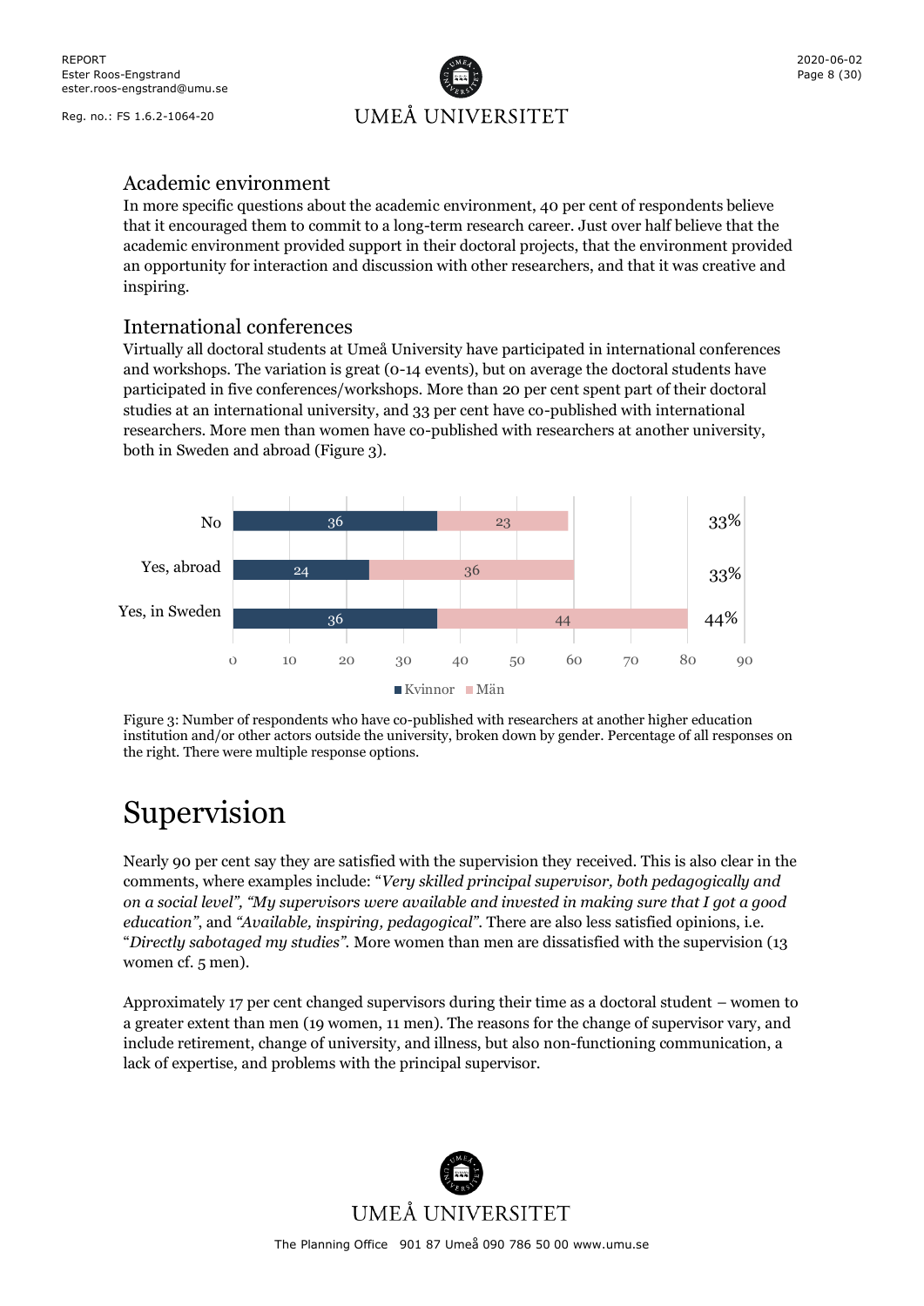## Academic environment

In more specific questions about the academic environment, 40 per cent of respondents believe that it encouraged them to commit to a long-term research career. Just over half believe that the academic environment provided support in their doctoral projects, that the environment provided an opportunity for interaction and discussion with other researchers, and that it was creative and inspiring.

## International conferences

Virtually all doctoral students at Umeå University have participated in international conferences and workshops. The variation is great (0-14 events), but on average the doctoral students have participated in five conferences/workshops. More than 20 per cent spent part of their doctoral studies at an international university, and 33 per cent have co-published with international researchers. More men than women have co-published with researchers at another university, both in Sweden and abroad (Figure 3).

| | Kvinnor | Män | |
|---|---|---|---|
| No | 36 | 23 | 33% |
| Yes, abroad | 24 | 36 | 33% |
| Yes, in Sweden | 36 | 44 | 44% |

Figure 3: Number of respondents who have co-published with researchers at another higher education institution and/or other actors outside the university, broken down by gender. Percentage of all responses on the right. There were multiple response options.

# Supervision

Nearly 90 per cent say they are satisfied with the supervision they received. This is also clear in the comments, where examples include: "*Very skilled principal supervisor, both pedagogically and on a social level*", "*My supervisors were available and invested in making sure that I got a good education*", and "*Available, inspiring, pedagogical*". There are also less satisfied opinions, i.e. "*Directly sabotaged my studies*". More women than men are dissatisfied with the supervision (13 women cf. 5 men).

Approximately 17 per cent changed supervisors during their time as a doctoral student – women to a greater extent than men (19 women, 11 men). The reasons for the change of supervisor vary, and include retirement, change of university, and illness, but also non-functioning communication, a lack of expertise, and problems with the principal supervisor.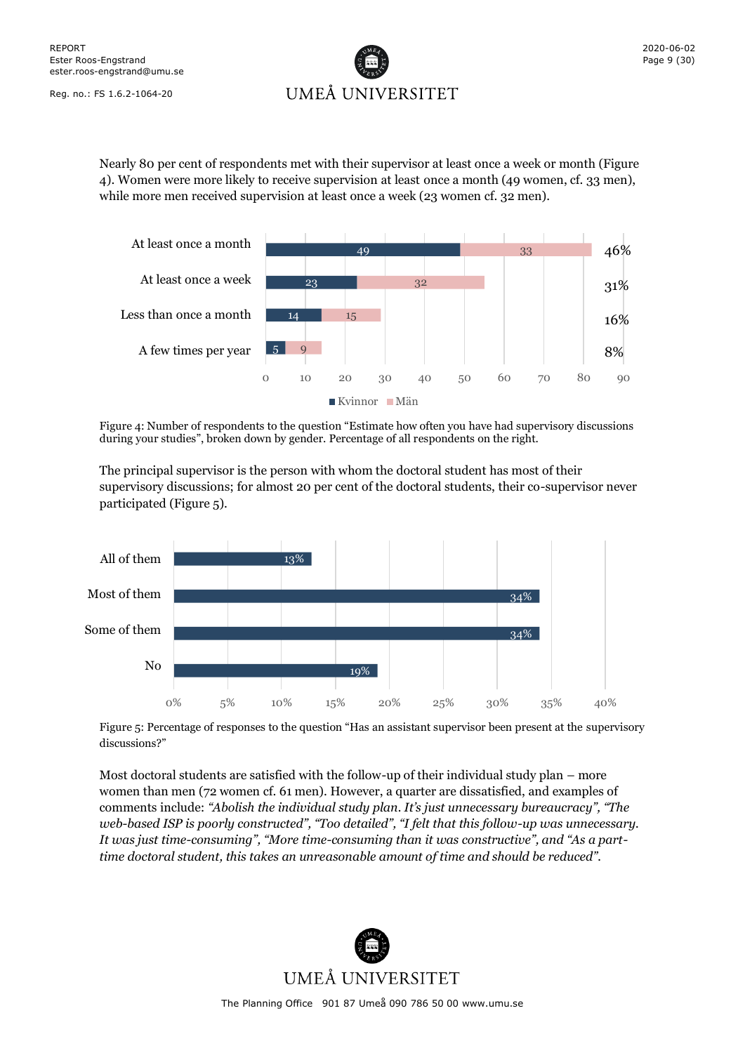Nearly 80 per cent of respondents met with their supervisor at least once a week or month (Figure 4). Women were more likely to receive supervision at least once a month (49 women, cf. 33 men), while more men received supervision at least once a week (23 women cf. 32 men).

| | Kvinnor | Män | Percentage |
|---|---|---|---|
| At least once a month | 49 | 33 | 46% |
| At least once a week | 23 | 32 | 31% |
| Less than once a month | 14 | 15 | 16% |
| A few times per year | 5 | 9 | 8% |

Figure 4: Number of respondents to the question "Estimate how often you have had supervisory discussions during your studies", broken down by gender. Percentage of all respondents on the right.

The principal supervisor is the person with whom the doctoral student has most of their supervisory discussions; for almost 20 per cent of the doctoral students, their co-supervisor never participated (Figure 5).

| | Percentage |
|---|---|
| All of them | 13% |
| Most of them | 34% |
| Some of them | 34% |
| No | 19% |

Figure 5: Percentage of responses to the question "Has an assistant supervisor been present at the supervisory discussions?"

Most doctoral students are satisfied with the follow-up of their individual study plan – more women than men (72 women cf. 61 men). However, a quarter are dissatisfied, and examples of comments include: *"Abolish the individual study plan. It's just unnecessary bureaucracy", "The web-based ISP is poorly constructed", "Too detailed", "I felt that this follow-up was unnecessary. It was just time-consuming", "More time-consuming than it was constructive",* and *"As a part-time doctoral student, this takes an unreasonable amount of time and should be reduced".*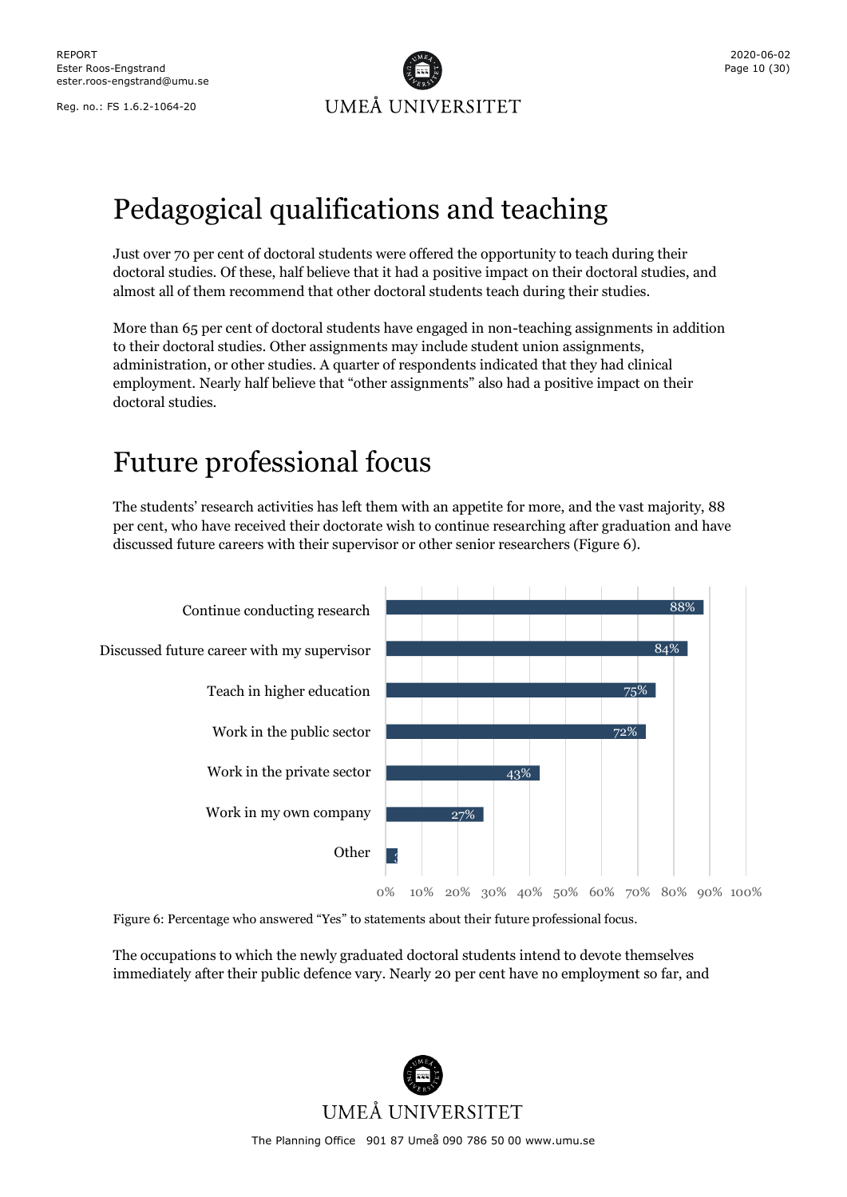# Pedagogical qualifications and teaching

Just over 70 per cent of doctoral students were offered the opportunity to teach during their doctoral studies. Of these, half believe that it had a positive impact on their doctoral studies, and almost all of them recommend that other doctoral students teach during their studies.

More than 65 per cent of doctoral students have engaged in non-teaching assignments in addition to their doctoral studies. Other assignments may include student union assignments, administration, or other studies. A quarter of respondents indicated that they had clinical employment. Nearly half believe that "other assignments" also had a positive impact on their doctoral studies.

# Future professional focus

The students' research activities has left them with an appetite for more, and the vast majority, 88 per cent, who have received their doctorate wish to continue researching after graduation and have discussed future careers with their supervisor or other senior researchers (Figure 6).

| Statement | Percentage |
| --- | --- |
| Continue conducting research | 88% |
| Discussed future career with my supervisor | 84% |
| Teach in higher education | 75% |
| Work in the public sector | 72% |
| Work in the private sector | 43% |
| Work in my own company | 27% |
| Other | 3% |

Figure 6: Percentage who answered "Yes" to statements about their future professional focus.

The occupations to which the newly graduated doctoral students intend to devote themselves immediately after their public defence vary. Nearly 20 per cent have no employment so far, and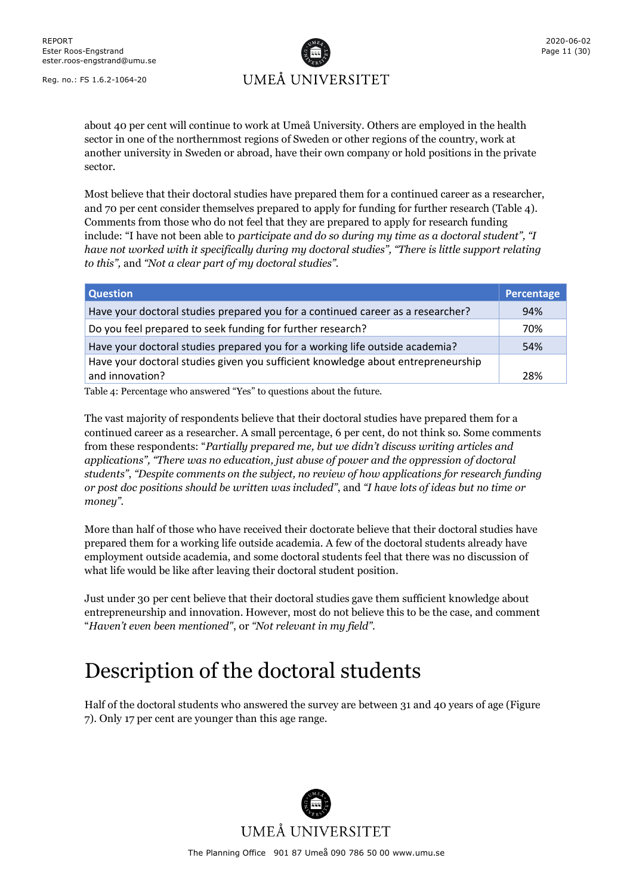about 40 per cent will continue to work at Umeå University. Others are employed in the health sector in one of the northernmost regions of Sweden or other regions of the country, work at another university in Sweden or abroad, have their own company or hold positions in the private sector.

Most believe that their doctoral studies have prepared them for a continued career as a researcher, and 70 per cent consider themselves prepared to apply for funding for further research (Table 4). Comments from those who do not feel that they are prepared to apply for research funding include: "I have not been able to *participate and do so during my time as a doctoral student", "I have not worked with it specifically during my doctoral studies", "There is little support relating to this",* and *"Not a clear part of my doctoral studies".*

| Question | Percentage |
|---|---|
| Have your doctoral studies prepared you for a continued career as a researcher? | 94% |
| Do you feel prepared to seek funding for further research? | 70% |
| Have your doctoral studies prepared you for a working life outside academia? | 54% |
| Have your doctoral studies given you sufficient knowledge about entrepreneurship and innovation? | 28% |

Table 4: Percentage who answered "Yes" to questions about the future.

The vast majority of respondents believe that their doctoral studies have prepared them for a continued career as a researcher. A small percentage, 6 per cent, do not think so. Some comments from these respondents: "*Partially prepared me, but we didn't discuss writing articles and applications", "There was no education, just abuse of power and the oppression of doctoral students", "Despite comments on the subject, no review of how applications for research funding or post doc positions should be written was included"*, and *"I have lots of ideas but no time or money".*

More than half of those who have received their doctorate believe that their doctoral studies have prepared them for a working life outside academia. A few of the doctoral students already have employment outside academia, and some doctoral students feel that there was no discussion of what life would be like after leaving their doctoral student position.

Just under 30 per cent believe that their doctoral studies gave them sufficient knowledge about entrepreneurship and innovation. However, most do not believe this to be the case, and comment "*Haven't even been mentioned"*, or *"Not relevant in my field".*

# Description of the doctoral students

Half of the doctoral students who answered the survey are between 31 and 40 years of age (Figure 7). Only 17 per cent are younger than this age range.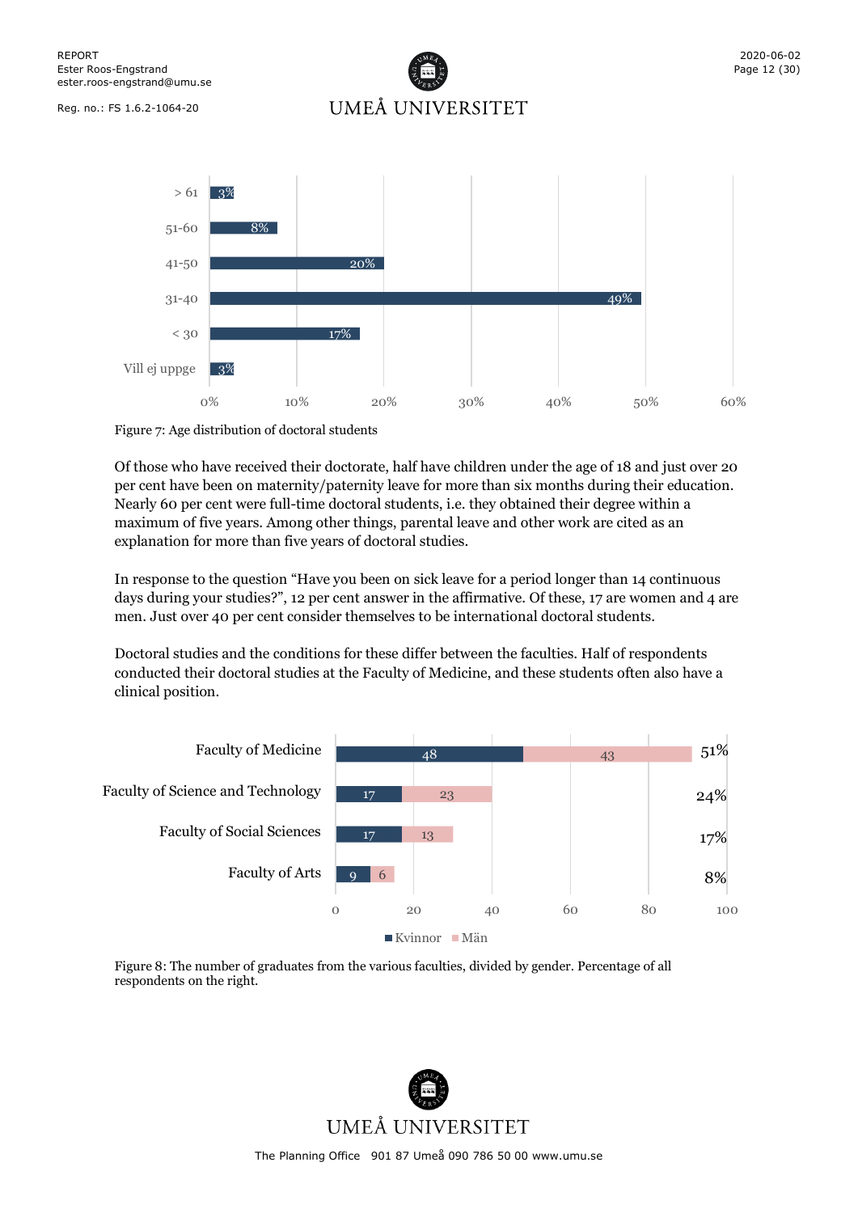| Age | Share |
|---|---|
| > 61 | 3% |
| 51-60 | 8% |
| 41-50 | 20% |
| 31-40 | 49% |
| < 30 | 17% |
| Vill ej uppge | 3% |

Figure 7: Age distribution of doctoral students

Of those who have received their doctorate, half have children under the age of 18 and just over 20 per cent have been on maternity/paternity leave for more than six months during their education. Nearly 60 per cent were full-time doctoral students, i.e. they obtained their degree within a maximum of five years. Among other things, parental leave and other work are cited as an explanation for more than five years of doctoral studies.

In response to the question "Have you been on sick leave for a period longer than 14 continuous days during your studies?", 12 per cent answer in the affirmative. Of these, 17 are women and 4 are men. Just over 40 per cent consider themselves to be international doctoral students.

Doctoral studies and the conditions for these differ between the faculties. Half of respondents conducted their doctoral studies at the Faculty of Medicine, and these students often also have a clinical position.

| Faculty | Kvinnor | Män | Percentage of all respondents |
|---|---|---|---|
| Faculty of Medicine | 48 | 43 | 51% |
| Faculty of Science and Technology | 17 | 23 | 24% |
| Faculty of Social Sciences | 17 | 13 | 17% |
| Faculty of Arts | 9 | 6 | 8% |

Figure 8: The number of graduates from the various faculties, divided by gender. Percentage of all respondents on the right.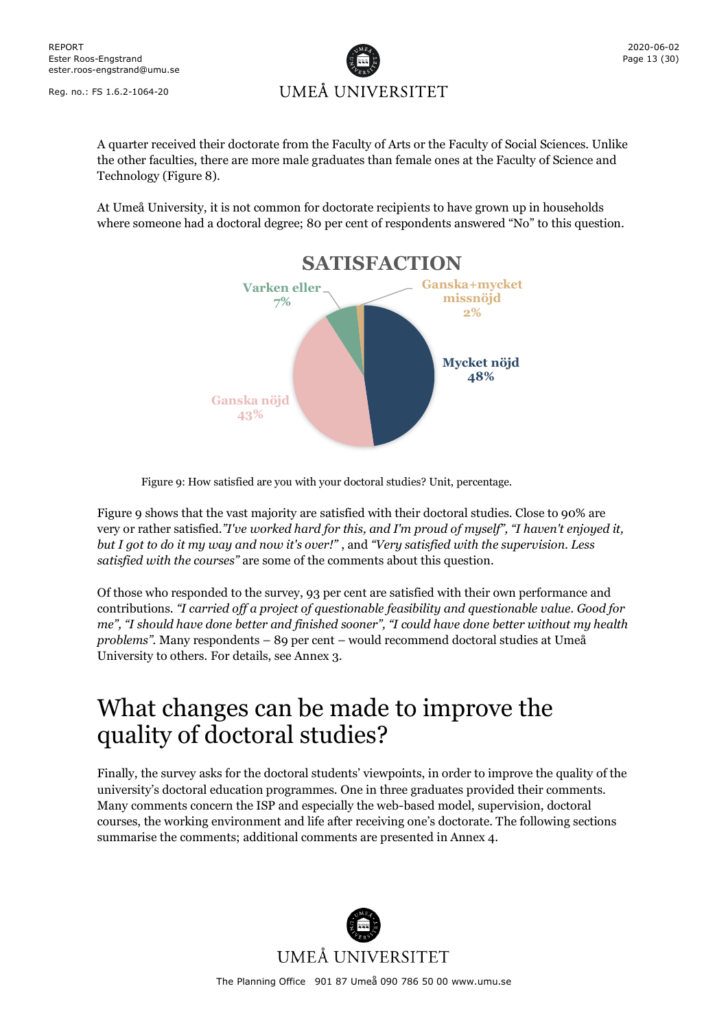A quarter received their doctorate from the Faculty of Arts or the Faculty of Social Sciences. Unlike the other faculties, there are more male graduates than female ones at the Faculty of Science and Technology (Figure 8).

At Umeå University, it is not common for doctorate recipients to have grown up in households where someone had a doctoral degree; 80 per cent of respondents answered "No" to this question.

**SATISFACTION**

Varken eller 7%
Ganska+mycket missnöjd 2%
Mycket nöjd 48%
Ganska nöjd 43%

Figure 9: How satisfied are you with your doctoral studies? Unit, percentage.

Figure 9 shows that the vast majority are satisfied with their doctoral studies. Close to 90% are very or rather satisfied.*"I've worked hard for this, and I'm proud of myself", "I haven't enjoyed it, but I got to do it my way and now it's over!"* , and *"Very satisfied with the supervision. Less satisfied with the courses"* are some of the comments about this question.

Of those who responded to the survey, 93 per cent are satisfied with their own performance and contributions. *"I carried off a project of questionable feasibility and questionable value. Good for me", "I should have done better and finished sooner", "I could have done better without my health problems".* Many respondents – 89 per cent – would recommend doctoral studies at Umeå University to others. For details, see Annex 3.

# What changes can be made to improve the quality of doctoral studies?

Finally, the survey asks for the doctoral students' viewpoints, in order to improve the quality of the university's doctoral education programmes. One in three graduates provided their comments. Many comments concern the ISP and especially the web-based model, supervision, doctoral courses, the working environment and life after receiving one's doctorate. The following sections summarise the comments; additional comments are presented in Annex 4.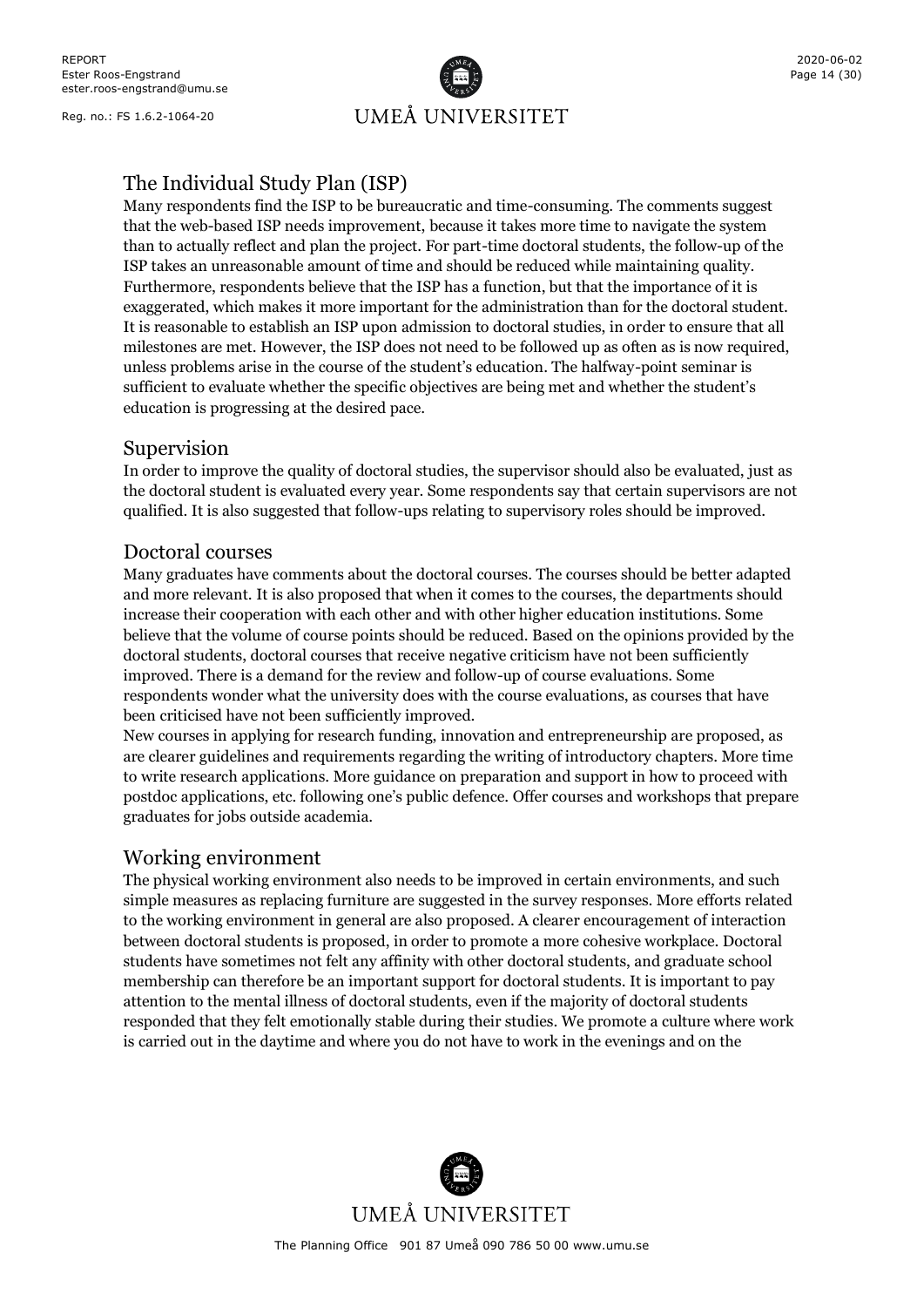## The Individual Study Plan (ISP)

Many respondents find the ISP to be bureaucratic and time-consuming. The comments suggest that the web-based ISP needs improvement, because it takes more time to navigate the system than to actually reflect and plan the project. For part-time doctoral students, the follow-up of the ISP takes an unreasonable amount of time and should be reduced while maintaining quality. Furthermore, respondents believe that the ISP has a function, but that the importance of it is exaggerated, which makes it more important for the administration than for the doctoral student. It is reasonable to establish an ISP upon admission to doctoral studies, in order to ensure that all milestones are met. However, the ISP does not need to be followed up as often as is now required, unless problems arise in the course of the student's education. The halfway-point seminar is sufficient to evaluate whether the specific objectives are being met and whether the student's education is progressing at the desired pace.

## Supervision

In order to improve the quality of doctoral studies, the supervisor should also be evaluated, just as the doctoral student is evaluated every year. Some respondents say that certain supervisors are not qualified. It is also suggested that follow-ups relating to supervisory roles should be improved.

## Doctoral courses

Many graduates have comments about the doctoral courses. The courses should be better adapted and more relevant. It is also proposed that when it comes to the courses, the departments should increase their cooperation with each other and with other higher education institutions. Some believe that the volume of course points should be reduced. Based on the opinions provided by the doctoral students, doctoral courses that receive negative criticism have not been sufficiently improved. There is a demand for the review and follow-up of course evaluations. Some respondents wonder what the university does with the course evaluations, as courses that have been criticised have not been sufficiently improved.

New courses in applying for research funding, innovation and entrepreneurship are proposed, as are clearer guidelines and requirements regarding the writing of introductory chapters. More time to write research applications. More guidance on preparation and support in how to proceed with postdoc applications, etc. following one's public defence. Offer courses and workshops that prepare graduates for jobs outside academia.

## Working environment

The physical working environment also needs to be improved in certain environments, and such simple measures as replacing furniture are suggested in the survey responses. More efforts related to the working environment in general are also proposed. A clearer encouragement of interaction between doctoral students is proposed, in order to promote a more cohesive workplace. Doctoral students have sometimes not felt any affinity with other doctoral students, and graduate school membership can therefore be an important support for doctoral students. It is important to pay attention to the mental illness of doctoral students, even if the majority of doctoral students responded that they felt emotionally stable during their studies. We promote a culture where work is carried out in the daytime and where you do not have to work in the evenings and on the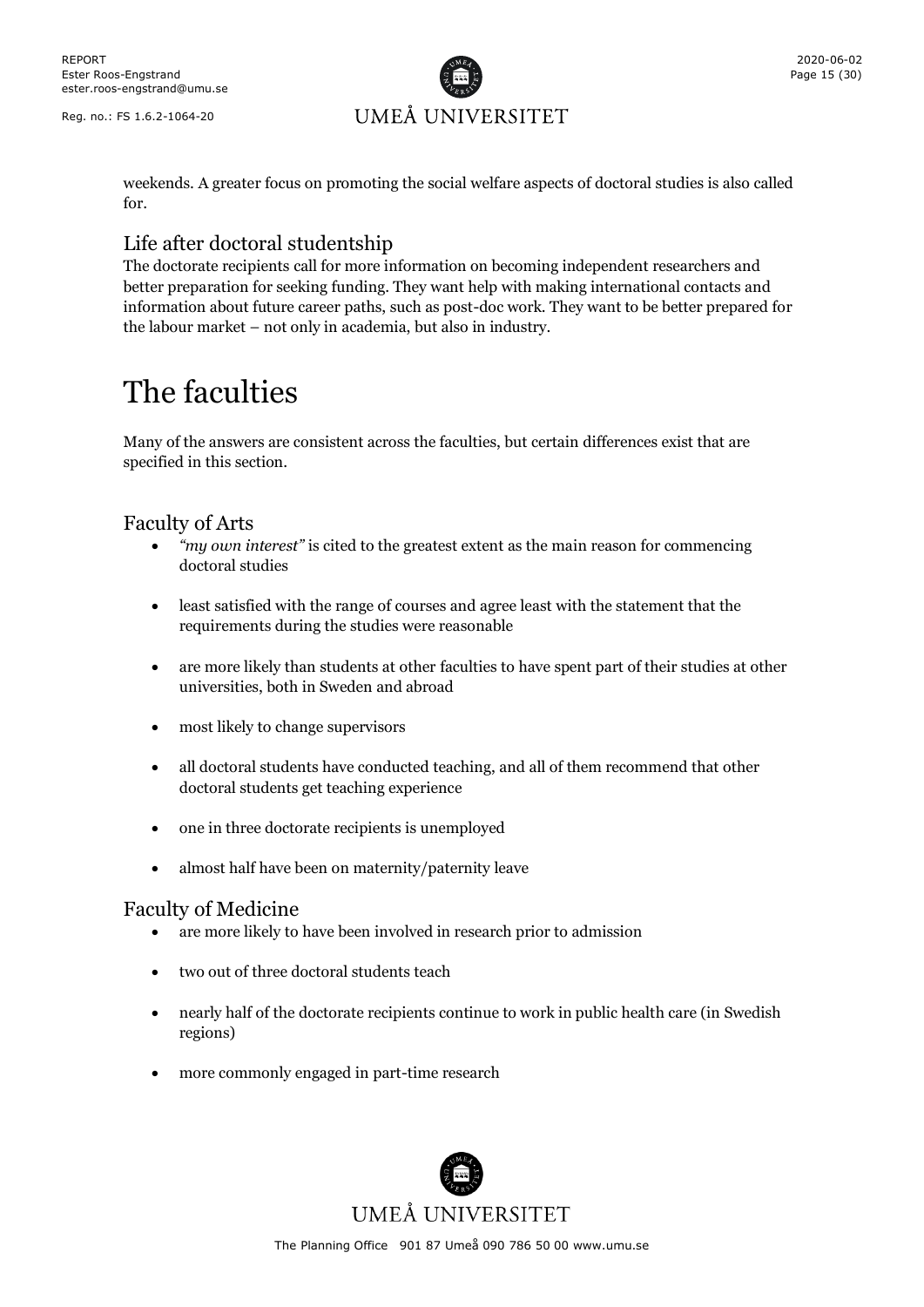weekends. A greater focus on promoting the social welfare aspects of doctoral studies is also called for.

## Life after doctoral studentship

The doctorate recipients call for more information on becoming independent researchers and better preparation for seeking funding. They want help with making international contacts and information about future career paths, such as post-doc work. They want to be better prepared for the labour market – not only in academia, but also in industry.

# The faculties

Many of the answers are consistent across the faculties, but certain differences exist that are specified in this section.

## Faculty of Arts

- *"my own interest"* is cited to the greatest extent as the main reason for commencing doctoral studies
- least satisfied with the range of courses and agree least with the statement that the requirements during the studies were reasonable
- are more likely than students at other faculties to have spent part of their studies at other universities, both in Sweden and abroad
- most likely to change supervisors
- all doctoral students have conducted teaching, and all of them recommend that other doctoral students get teaching experience
- one in three doctorate recipients is unemployed
- almost half have been on maternity/paternity leave

## Faculty of Medicine

- are more likely to have been involved in research prior to admission
- two out of three doctoral students teach
- nearly half of the doctorate recipients continue to work in public health care (in Swedish regions)
- more commonly engaged in part-time research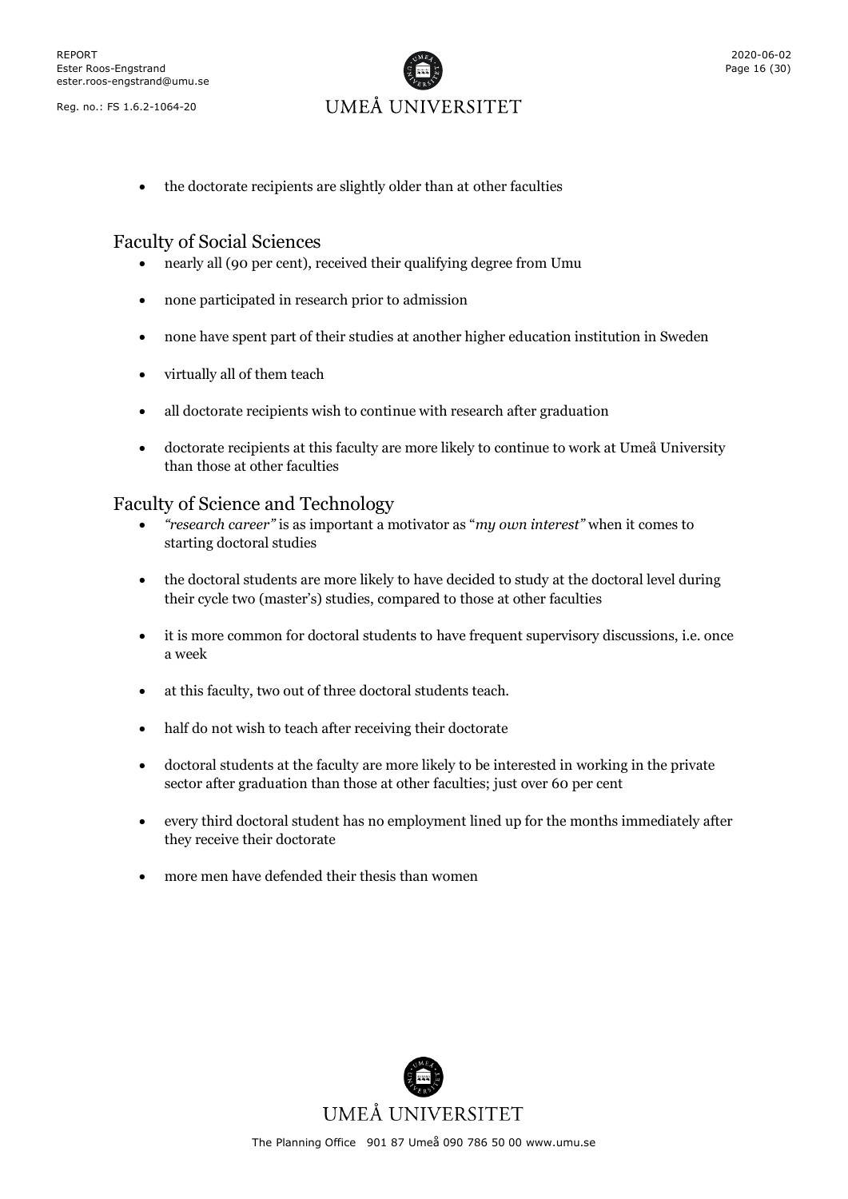- the doctorate recipients are slightly older than at other faculties

## Faculty of Social Sciences

- nearly all (90 per cent), received their qualifying degree from Umu
- none participated in research prior to admission
- none have spent part of their studies at another higher education institution in Sweden
- virtually all of them teach
- all doctorate recipients wish to continue with research after graduation
- doctorate recipients at this faculty are more likely to continue to work at Umeå University than those at other faculties

## Faculty of Science and Technology

- *"research career"* is as important a motivator as "*my own interest"* when it comes to starting doctoral studies
- the doctoral students are more likely to have decided to study at the doctoral level during their cycle two (master's) studies, compared to those at other faculties
- it is more common for doctoral students to have frequent supervisory discussions, i.e. once a week
- at this faculty, two out of three doctoral students teach.
- half do not wish to teach after receiving their doctorate
- doctoral students at the faculty are more likely to be interested in working in the private sector after graduation than those at other faculties; just over 60 per cent
- every third doctoral student has no employment lined up for the months immediately after they receive their doctorate
- more men have defended their thesis than women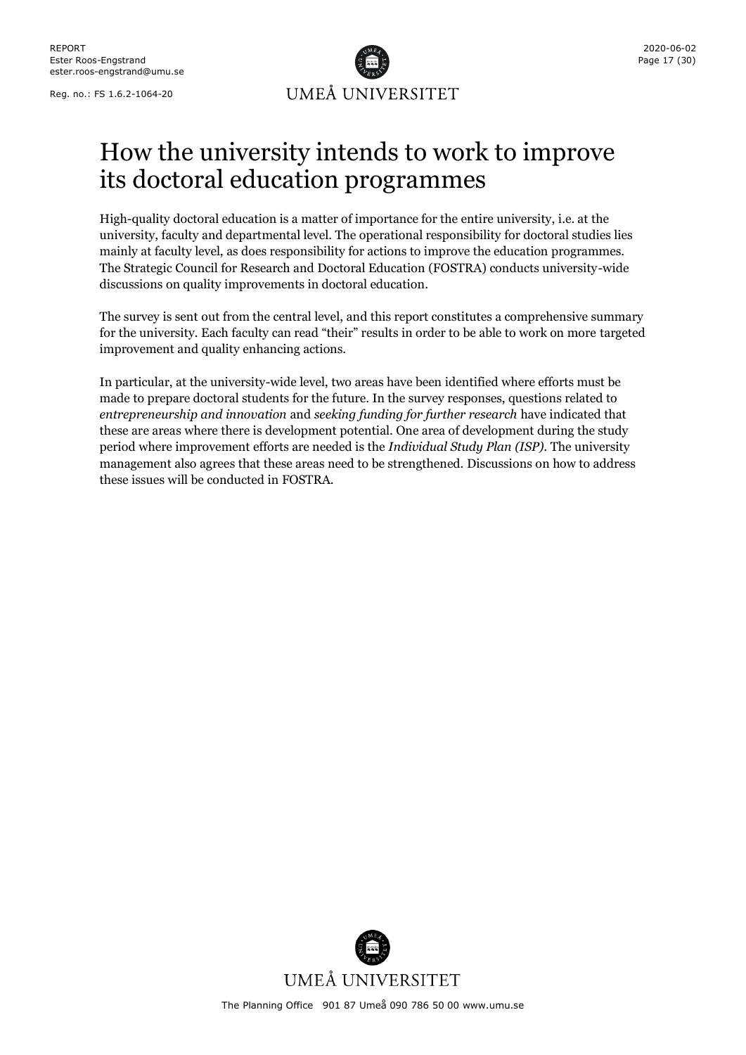# How the university intends to work to improve its doctoral education programmes

High-quality doctoral education is a matter of importance for the entire university, i.e. at the university, faculty and departmental level. The operational responsibility for doctoral studies lies mainly at faculty level, as does responsibility for actions to improve the education programmes. The Strategic Council for Research and Doctoral Education (FOSTRA) conducts university-wide discussions on quality improvements in doctoral education.

The survey is sent out from the central level, and this report constitutes a comprehensive summary for the university. Each faculty can read "their" results in order to be able to work on more targeted improvement and quality enhancing actions.

In particular, at the university-wide level, two areas have been identified where efforts must be made to prepare doctoral students for the future. In the survey responses, questions related to *entrepreneurship and innovation* and *seeking funding for further research* have indicated that these are areas where there is development potential. One area of development during the study period where improvement efforts are needed is the *Individual Study Plan (ISP)*. The university management also agrees that these areas need to be strengthened. Discussions on how to address these issues will be conducted in FOSTRA.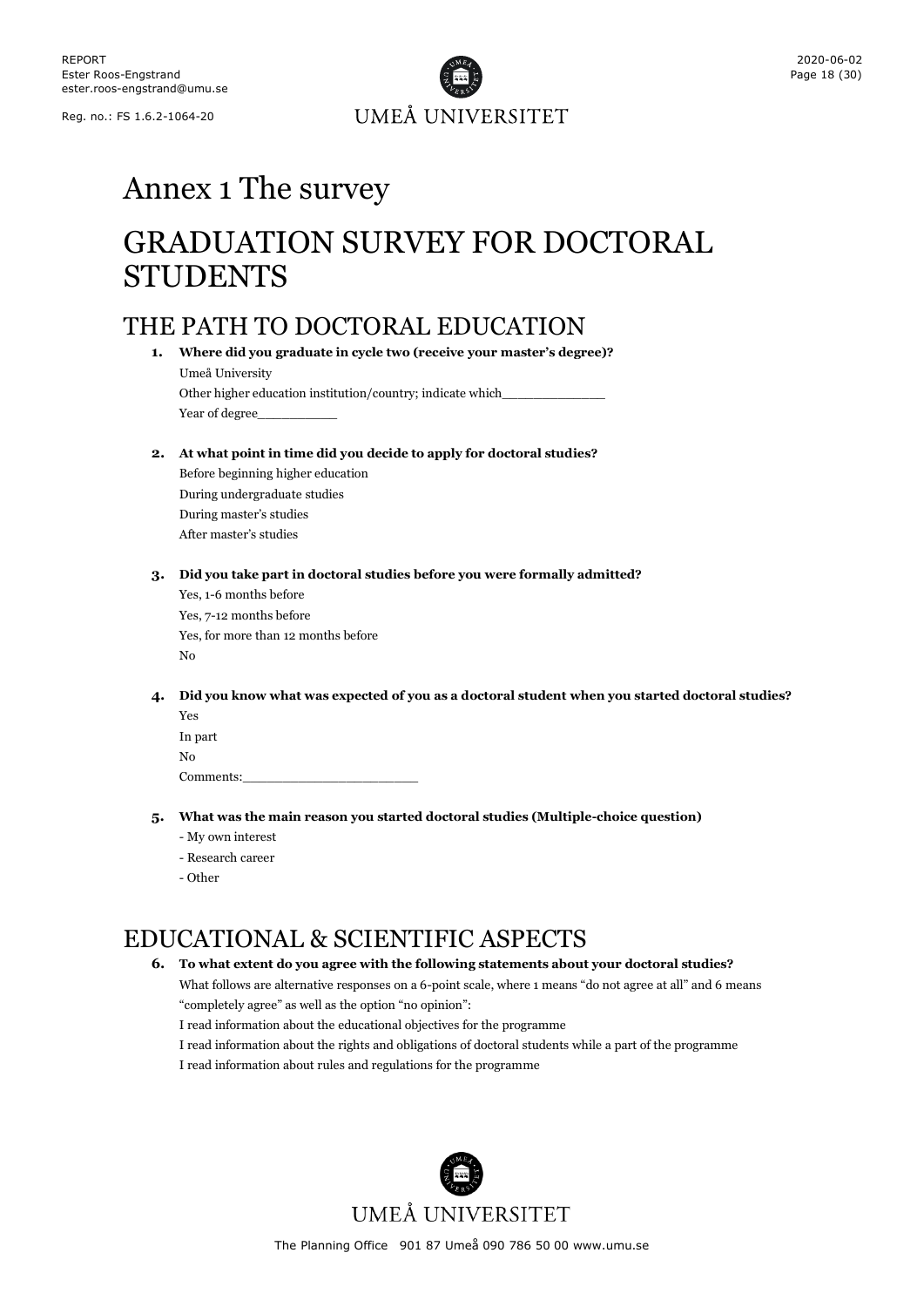# Annex 1 The survey

# GRADUATION SURVEY FOR DOCTORAL STUDENTS

## THE PATH TO DOCTORAL EDUCATION

1. **Where did you graduate in cycle two (receive your master's degree)?**
   Umeå University
   Other higher education institution/country; indicate which_____________
   Year of degree__________

2. **At what point in time did you decide to apply for doctoral studies?**
   Before beginning higher education
   During undergraduate studies
   During master's studies
   After master's studies

3. **Did you take part in doctoral studies before you were formally admitted?**
   Yes, 1-6 months before
   Yes, 7-12 months before
   Yes, for more than 12 months before
   No

4. **Did you know what was expected of you as a doctoral student when you started doctoral studies?**
   Yes
   In part
   No
   Comments:______________________

5. **What was the main reason you started doctoral studies (Multiple-choice question)**
   - My own interest
   - Research career
   - Other

## EDUCATIONAL & SCIENTIFIC ASPECTS

6. **To what extent do you agree with the following statements about your doctoral studies?**
   What follows are alternative responses on a 6-point scale, where 1 means "do not agree at all" and 6 means "completely agree" as well as the option "no opinion":
   I read information about the educational objectives for the programme
   I read information about the rights and obligations of doctoral students while a part of the programme
   I read information about rules and regulations for the programme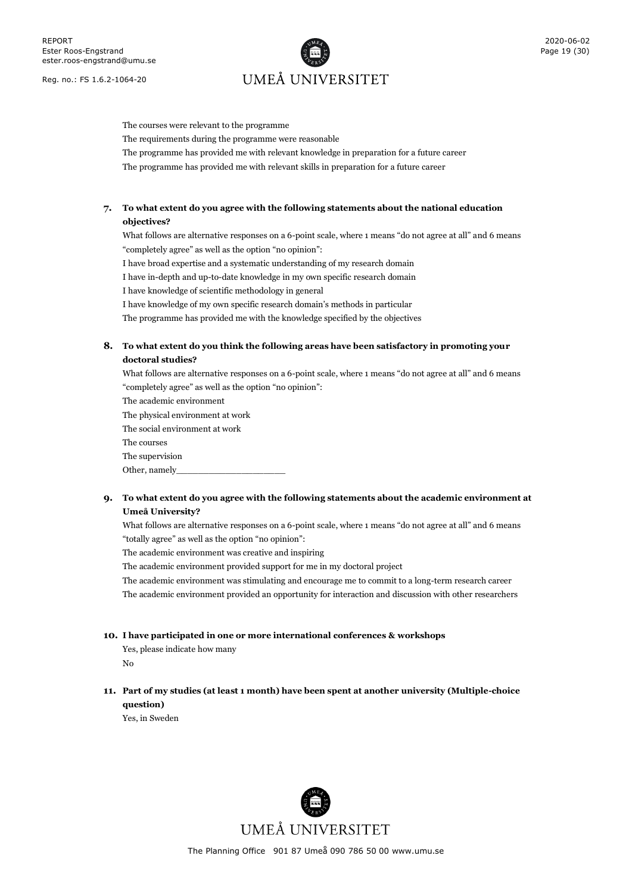The courses were relevant to the programme

The requirements during the programme were reasonable

The programme has provided me with relevant knowledge in preparation for a future career

The programme has provided me with relevant skills in preparation for a future career

**7. To what extent do you agree with the following statements about the national education objectives?**

What follows are alternative responses on a 6-point scale, where 1 means "do not agree at all" and 6 means "completely agree" as well as the option "no opinion":

I have broad expertise and a systematic understanding of my research domain

I have in-depth and up-to-date knowledge in my own specific research domain

I have knowledge of scientific methodology in general

I have knowledge of my own specific research domain's methods in particular

The programme has provided me with the knowledge specified by the objectives

**8. To what extent do you think the following areas have been satisfactory in promoting your doctoral studies?**

What follows are alternative responses on a 6-point scale, where 1 means "do not agree at all" and 6 means "completely agree" as well as the option "no opinion":

The academic environment

The physical environment at work

The social environment at work

The courses

The supervision

Other, namely____________________

**9. To what extent do you agree with the following statements about the academic environment at Umeå University?**

What follows are alternative responses on a 6-point scale, where 1 means "do not agree at all" and 6 means "totally agree" as well as the option "no opinion":

The academic environment was creative and inspiring

The academic environment provided support for me in my doctoral project

The academic environment was stimulating and encourage me to commit to a long-term research career

The academic environment provided an opportunity for interaction and discussion with other researchers

**10. I have participated in one or more international conferences & workshops**

Yes, please indicate how many

No

**11. Part of my studies (at least 1 month) have been spent at another university (Multiple-choice question)**

Yes, in Sweden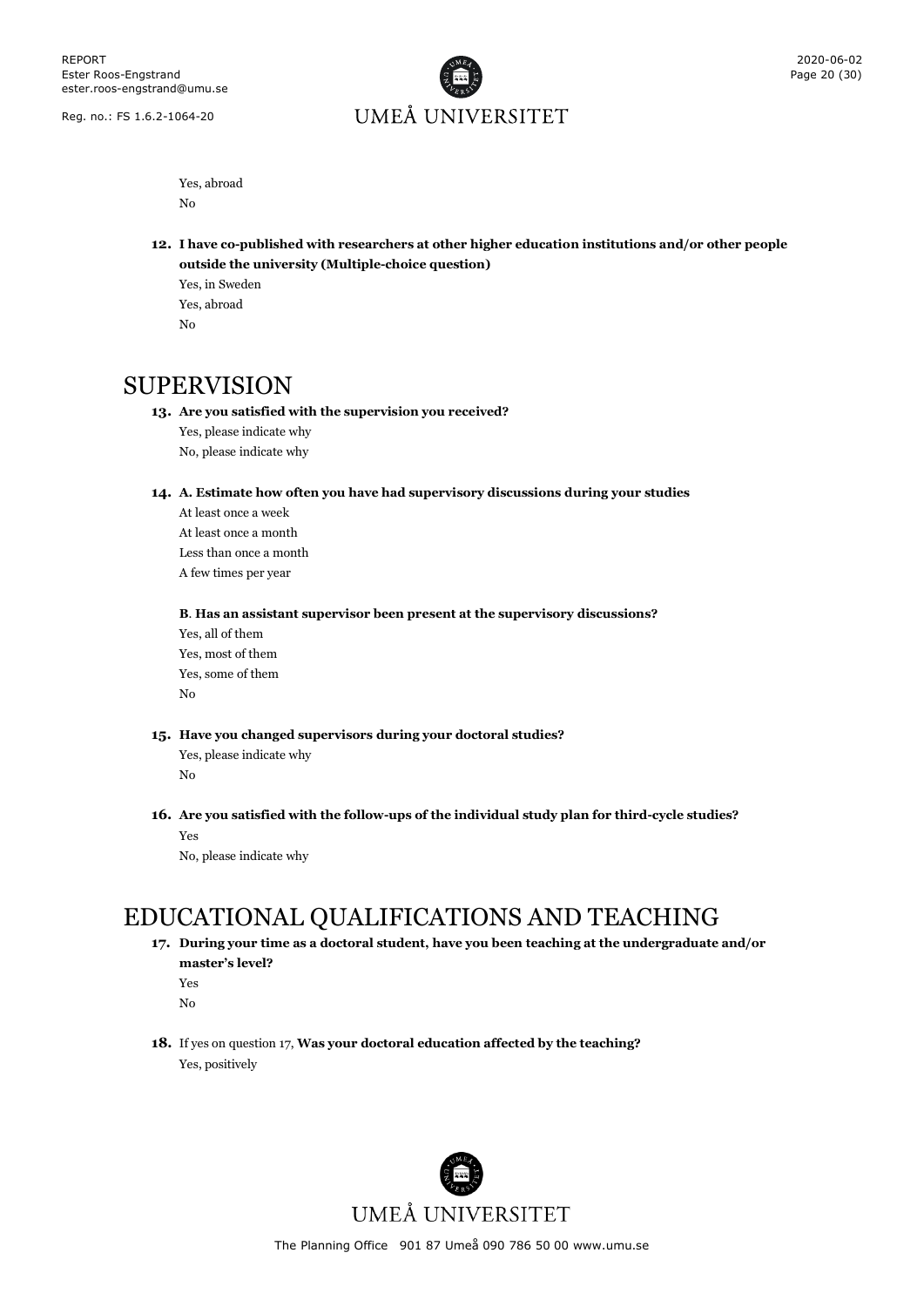Yes, abroad

No

**12. I have co-published with researchers at other higher education institutions and/or other people outside the university (Multiple-choice question)**

Yes, in Sweden

Yes, abroad

No

# SUPERVISION

**13. Are you satisfied with the supervision you received?**

Yes, please indicate why

No, please indicate why

**14. A. Estimate how often you have had supervisory discussions during your studies**

At least once a week

At least once a month

Less than once a month

A few times per year

**B. Has an assistant supervisor been present at the supervisory discussions?**

Yes, all of them

Yes, most of them

Yes, some of them

No

**15. Have you changed supervisors during your doctoral studies?**

Yes, please indicate why

No

**16. Are you satisfied with the follow-ups of the individual study plan for third-cycle studies?**

Yes

No, please indicate why

# EDUCATIONAL QUALIFICATIONS AND TEACHING

**17. During your time as a doctoral student, have you been teaching at the undergraduate and/or master's level?**

Yes

No

**18.** If yes on question 17, **Was your doctoral education affected by the teaching?**

Yes, positively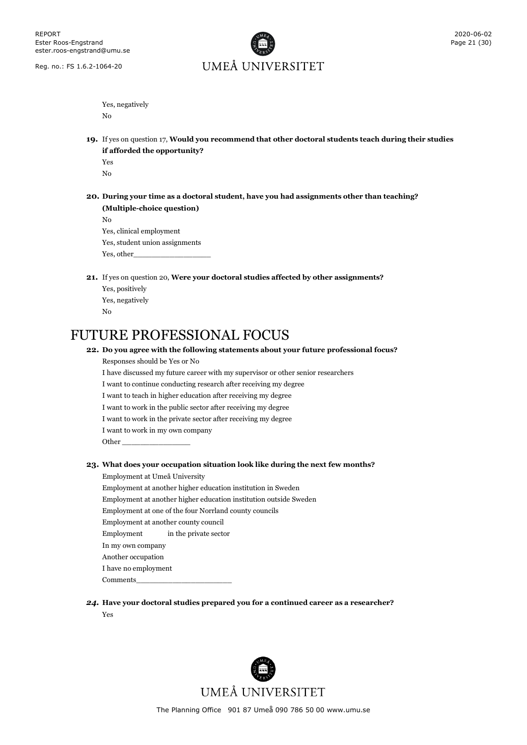Yes, negatively

No

**19.** If yes on question 17, **Would you recommend that other doctoral students teach during their studies if afforded the opportunity?**

Yes

No

**20. During your time as a doctoral student, have you had assignments other than teaching? (Multiple-choice question)**

No

Yes, clinical employment

Yes, student union assignments

Yes, other__________________

**21.** If yes on question 20, **Were your doctoral studies affected by other assignments?**

Yes, positively

Yes, negatively

No

# FUTURE PROFESSIONAL FOCUS

**22. Do you agree with the following statements about your future professional focus?**

Responses should be Yes or No

I have discussed my future career with my supervisor or other senior researchers

I want to continue conducting research after receiving my degree

I want to teach in higher education after receiving my degree

I want to work in the public sector after receiving my degree

I want to work in the private sector after receiving my degree

I want to work in my own company

Other ________________

**23. What does your occupation situation look like during the next few months?**

Employment at Umeå University

Employment at another higher education institution in Sweden

Employment at another higher education institution outside Sweden

Employment at one of the four Norrland county councils

Employment at another county council

Employment in the private sector

In my own company

Another occupation

I have no employment

Comments______________________

***24.* Have your doctoral studies prepared you for a continued career as a researcher?**

Yes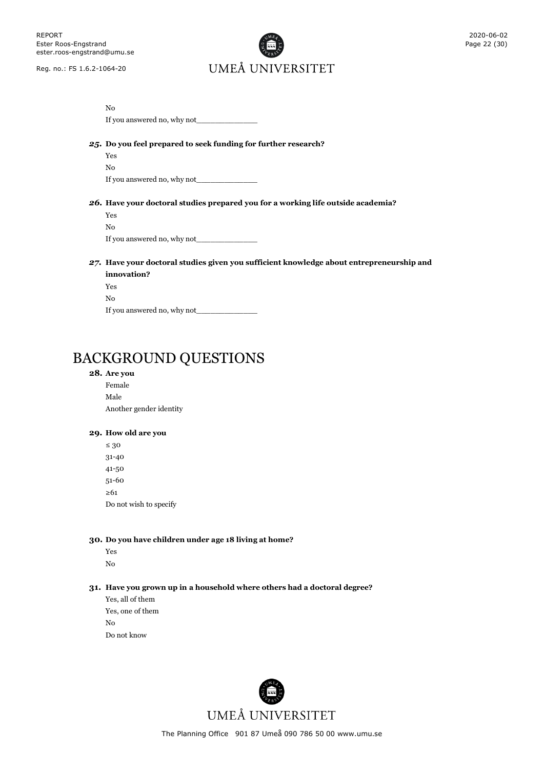No

If you answered no, why not_____________

***25.* Do you feel prepared to seek funding for further research?**

Yes

No

If you answered no, why not_____________

***26.* Have your doctoral studies prepared you for a working life outside academia?**

Yes

No

If you answered no, why not_____________

***27.* Have your doctoral studies given you sufficient knowledge about entrepreneurship and innovation?**

Yes

No

If you answered no, why not_____________

# BACKGROUND QUESTIONS

**28. Are you**

Female

Male

Another gender identity

**29. How old are you**

≤ 30

31-40

41-50

51-60

≥61

Do not wish to specify

**30. Do you have children under age 18 living at home?**

Yes

No

**31. Have you grown up in a household where others had a doctoral degree?**

Yes, all of them

Yes, one of them

No

Do not know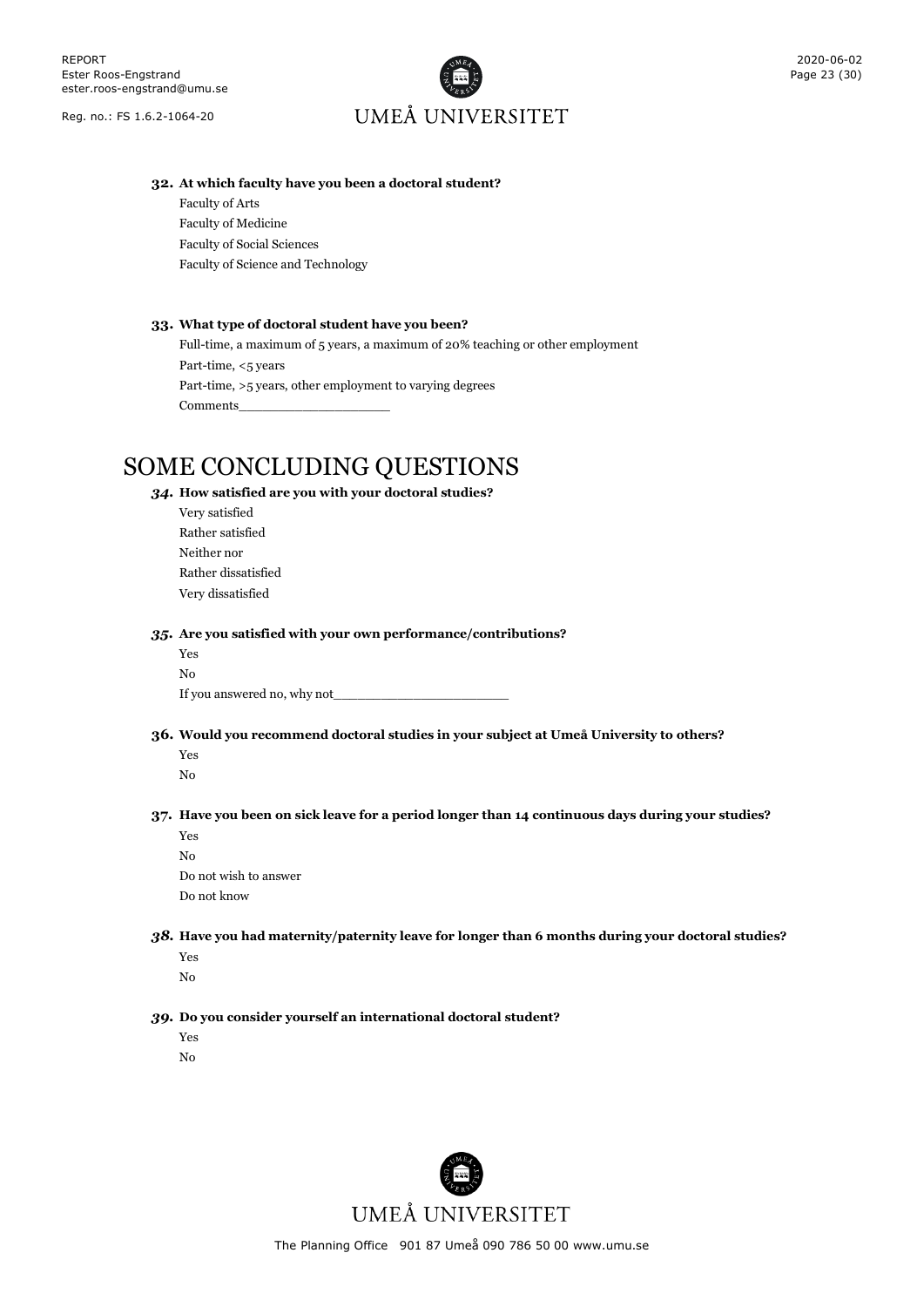**32. At which faculty have you been a doctoral student?**

Faculty of Arts

Faculty of Medicine

Faculty of Social Sciences

Faculty of Science and Technology

**33. What type of doctoral student have you been?**

Full-time, a maximum of 5 years, a maximum of 20% teaching or other employment

Part-time, <5 years

Part-time, >5 years, other employment to varying degrees

Comments___________________

# SOME CONCLUDING QUESTIONS

***34.* How satisfied are you with your doctoral studies?**

Very satisfied

Rather satisfied

Neither nor

Rather dissatisfied

Very dissatisfied

***35.* Are you satisfied with your own performance/contributions?**

Yes

No

If you answered no, why not______________________

**36. Would you recommend doctoral studies in your subject at Umeå University to others?**

Yes

No

**37. Have you been on sick leave for a period longer than 14 continuous days during your studies?**

Yes

No

Do not wish to answer

Do not know

***38.* Have you had maternity/paternity leave for longer than 6 months during your doctoral studies?**

Yes

No

***39.* Do you consider yourself an international doctoral student?**

Yes

No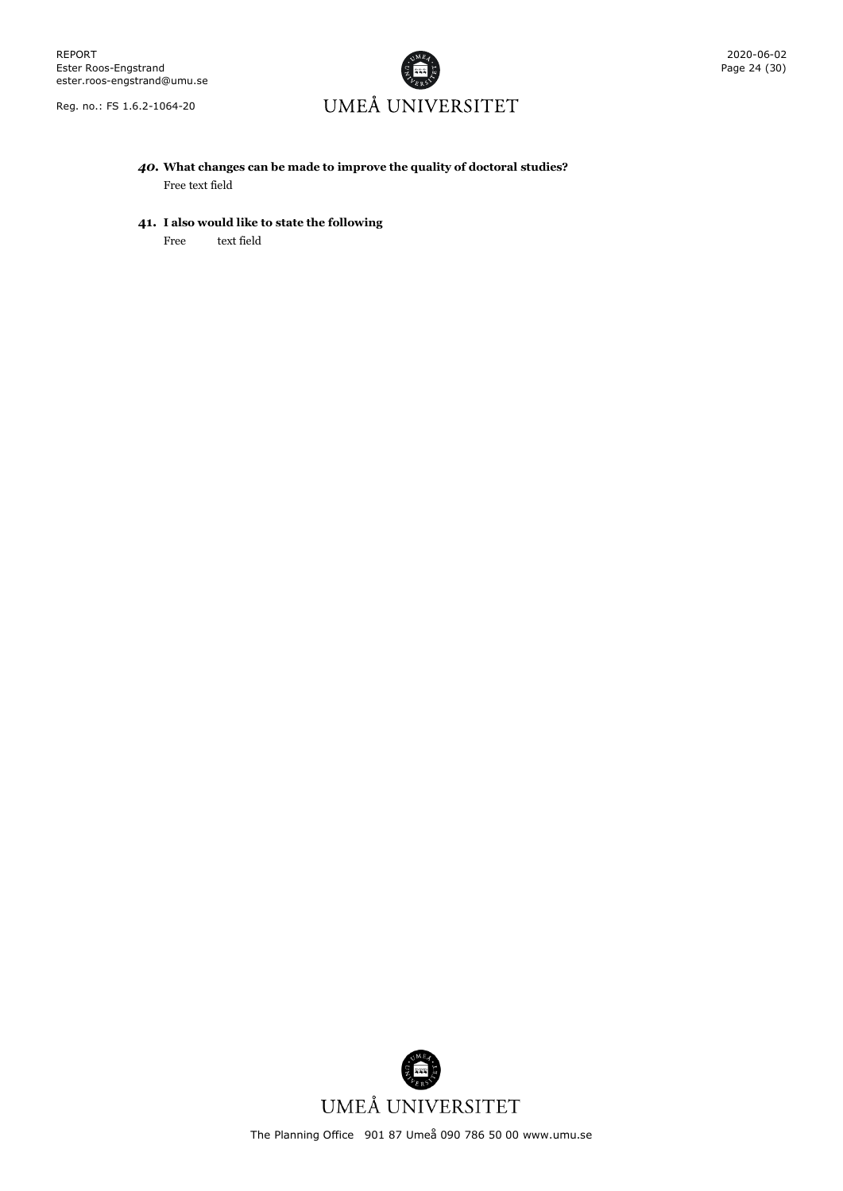40. **What changes can be made to improve the quality of doctoral studies?**

   Free text field

41. **I also would like to state the following**

   Free text field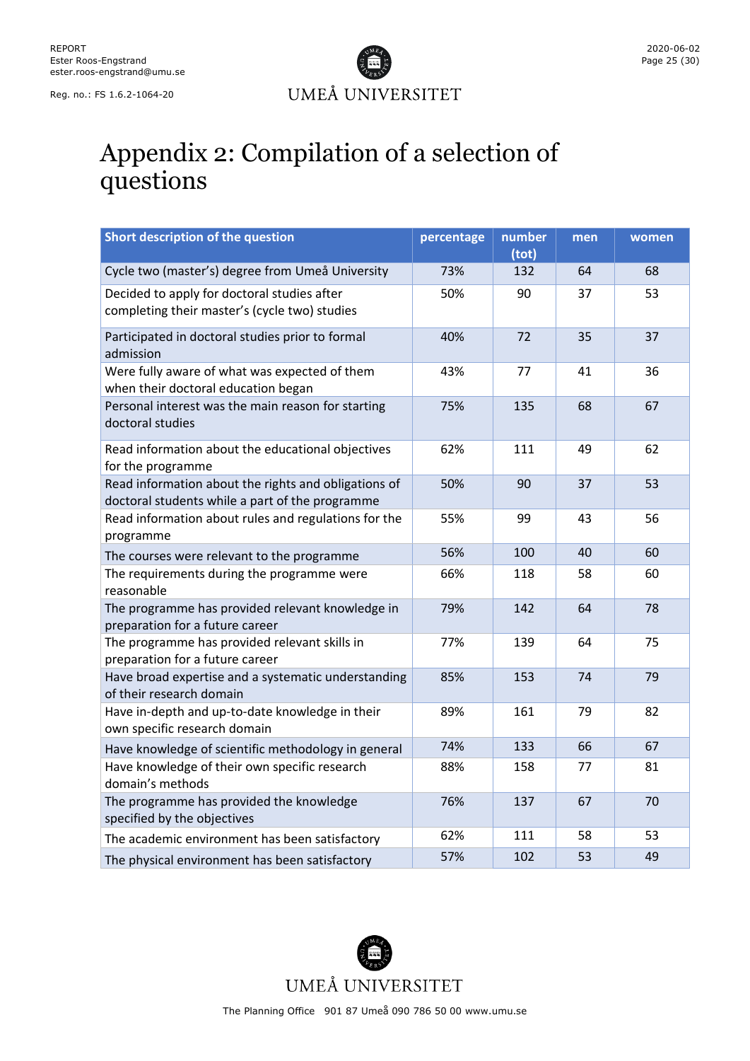# Appendix 2: Compilation of a selection of questions

| Short description of the question | percentage | number (tot) | men | women |
|---|---|---|---|---|
| Cycle two (master's) degree from Umeå University | 73% | 132 | 64 | 68 |
| Decided to apply for doctoral studies after completing their master's (cycle two) studies | 50% | 90 | 37 | 53 |
| Participated in doctoral studies prior to formal admission | 40% | 72 | 35 | 37 |
| Were fully aware of what was expected of them when their doctoral education began | 43% | 77 | 41 | 36 |
| Personal interest was the main reason for starting doctoral studies | 75% | 135 | 68 | 67 |
| Read information about the educational objectives for the programme | 62% | 111 | 49 | 62 |
| Read information about the rights and obligations of doctoral students while a part of the programme | 50% | 90 | 37 | 53 |
| Read information about rules and regulations for the programme | 55% | 99 | 43 | 56 |
| The courses were relevant to the programme | 56% | 100 | 40 | 60 |
| The requirements during the programme were reasonable | 66% | 118 | 58 | 60 |
| The programme has provided relevant knowledge in preparation for a future career | 79% | 142 | 64 | 78 |
| The programme has provided relevant skills in preparation for a future career | 77% | 139 | 64 | 75 |
| Have broad expertise and a systematic understanding of their research domain | 85% | 153 | 74 | 79 |
| Have in-depth and up-to-date knowledge in their own specific research domain | 89% | 161 | 79 | 82 |
| Have knowledge of scientific methodology in general | 74% | 133 | 66 | 67 |
| Have knowledge of their own specific research domain's methods | 88% | 158 | 77 | 81 |
| The programme has provided the knowledge specified by the objectives | 76% | 137 | 67 | 70 |
| The academic environment has been satisfactory | 62% | 111 | 58 | 53 |
| The physical environment has been satisfactory | 57% | 102 | 53 | 49 |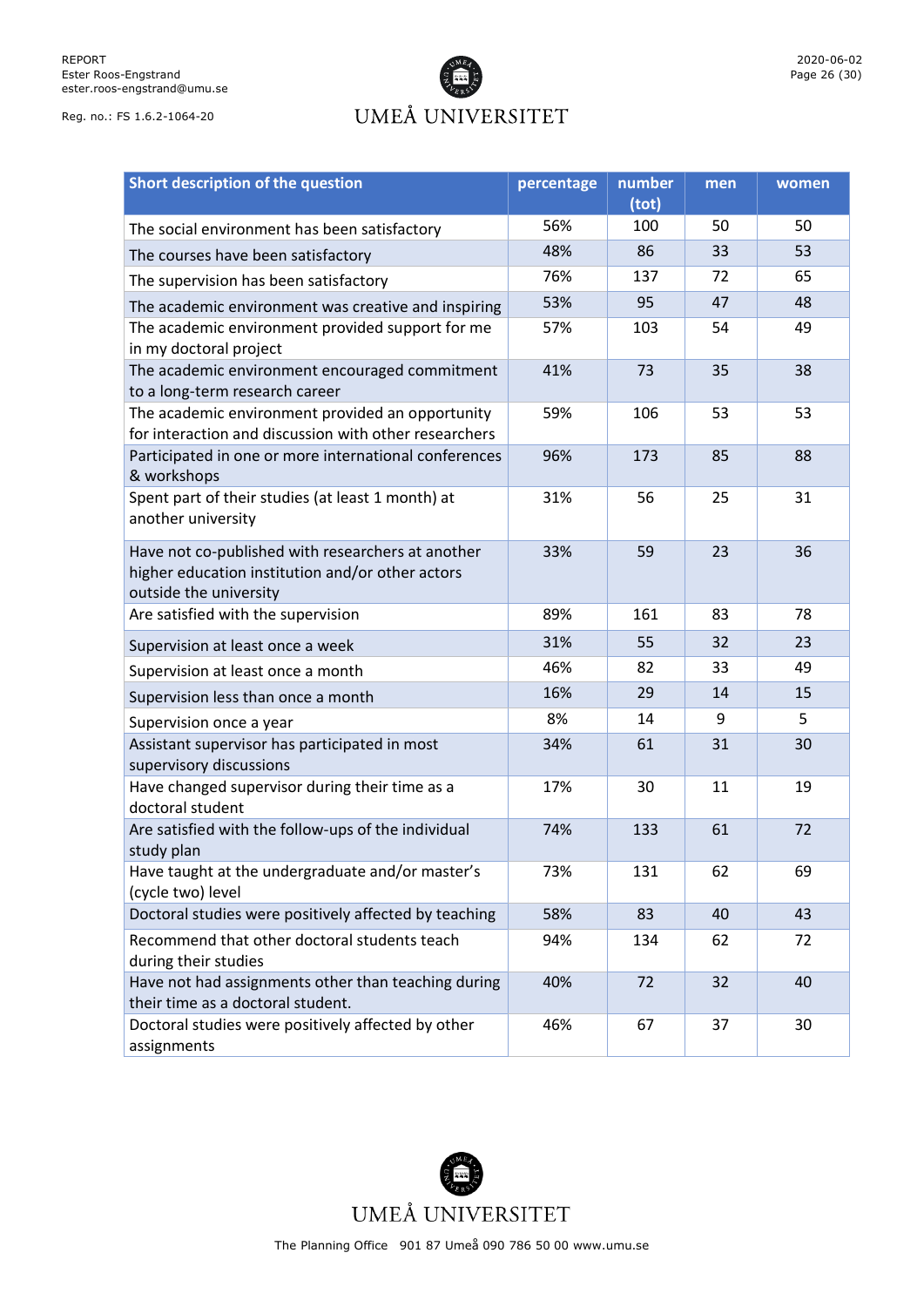| Short description of the question | percentage | number (tot) | men | women |
|---|---|---|---|---|
| The social environment has been satisfactory | 56% | 100 | 50 | 50 |
| The courses have been satisfactory | 48% | 86 | 33 | 53 |
| The supervision has been satisfactory | 76% | 137 | 72 | 65 |
| The academic environment was creative and inspiring | 53% | 95 | 47 | 48 |
| The academic environment provided support for me in my doctoral project | 57% | 103 | 54 | 49 |
| The academic environment encouraged commitment to a long-term research career | 41% | 73 | 35 | 38 |
| The academic environment provided an opportunity for interaction and discussion with other researchers | 59% | 106 | 53 | 53 |
| Participated in one or more international conferences & workshops | 96% | 173 | 85 | 88 |
| Spent part of their studies (at least 1 month) at another university | 31% | 56 | 25 | 31 |
| Have not co-published with researchers at another higher education institution and/or other actors outside the university | 33% | 59 | 23 | 36 |
| Are satisfied with the supervision | 89% | 161 | 83 | 78 |
| Supervision at least once a week | 31% | 55 | 32 | 23 |
| Supervision at least once a month | 46% | 82 | 33 | 49 |
| Supervision less than once a month | 16% | 29 | 14 | 15 |
| Supervision once a year | 8% | 14 | 9 | 5 |
| Assistant supervisor has participated in most supervisory discussions | 34% | 61 | 31 | 30 |
| Have changed supervisor during their time as a doctoral student | 17% | 30 | 11 | 19 |
| Are satisfied with the follow-ups of the individual study plan | 74% | 133 | 61 | 72 |
| Have taught at the undergraduate and/or master's (cycle two) level | 73% | 131 | 62 | 69 |
| Doctoral studies were positively affected by teaching | 58% | 83 | 40 | 43 |
| Recommend that other doctoral students teach during their studies | 94% | 134 | 62 | 72 |
| Have not had assignments other than teaching during their time as a doctoral student. | 40% | 72 | 32 | 40 |
| Doctoral studies were positively affected by other assignments | 46% | 67 | 37 | 30 |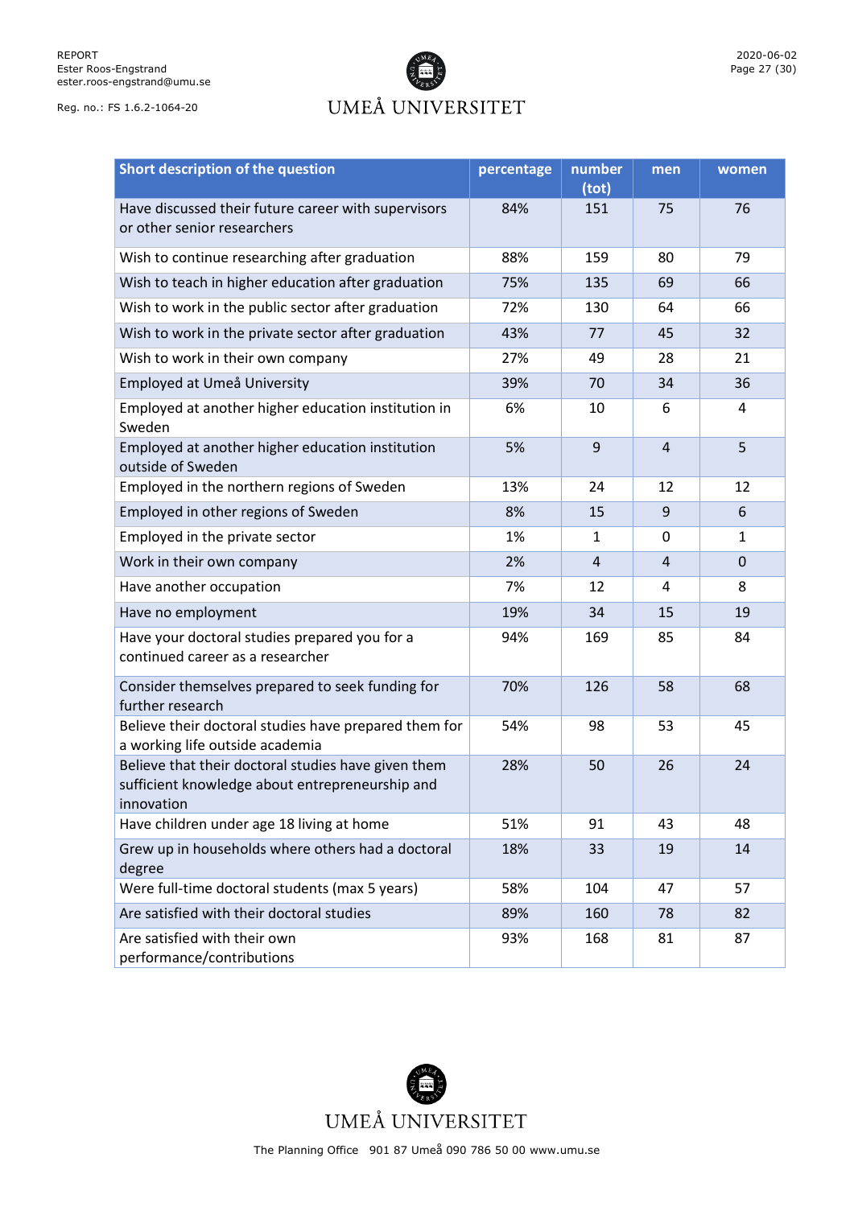| Short description of the question | percentage | number (tot) | men | women |
|---|---|---|---|---|
| Have discussed their future career with supervisors or other senior researchers | 84% | 151 | 75 | 76 |
| Wish to continue researching after graduation | 88% | 159 | 80 | 79 |
| Wish to teach in higher education after graduation | 75% | 135 | 69 | 66 |
| Wish to work in the public sector after graduation | 72% | 130 | 64 | 66 |
| Wish to work in the private sector after graduation | 43% | 77 | 45 | 32 |
| Wish to work in their own company | 27% | 49 | 28 | 21 |
| Employed at Umeå University | 39% | 70 | 34 | 36 |
| Employed at another higher education institution in Sweden | 6% | 10 | 6 | 4 |
| Employed at another higher education institution outside of Sweden | 5% | 9 | 4 | 5 |
| Employed in the northern regions of Sweden | 13% | 24 | 12 | 12 |
| Employed in other regions of Sweden | 8% | 15 | 9 | 6 |
| Employed in the private sector | 1% | 1 | 0 | 1 |
| Work in their own company | 2% | 4 | 4 | 0 |
| Have another occupation | 7% | 12 | 4 | 8 |
| Have no employment | 19% | 34 | 15 | 19 |
| Have your doctoral studies prepared you for a continued career as a researcher | 94% | 169 | 85 | 84 |
| Consider themselves prepared to seek funding for further research | 70% | 126 | 58 | 68 |
| Believe their doctoral studies have prepared them for a working life outside academia | 54% | 98 | 53 | 45 |
| Believe that their doctoral studies have given them sufficient knowledge about entrepreneurship and innovation | 28% | 50 | 26 | 24 |
| Have children under age 18 living at home | 51% | 91 | 43 | 48 |
| Grew up in households where others had a doctoral degree | 18% | 33 | 19 | 14 |
| Were full-time doctoral students (max 5 years) | 58% | 104 | 47 | 57 |
| Are satisfied with their doctoral studies | 89% | 160 | 78 | 82 |
| Are satisfied with their own performance/contributions | 93% | 168 | 81 | 87 |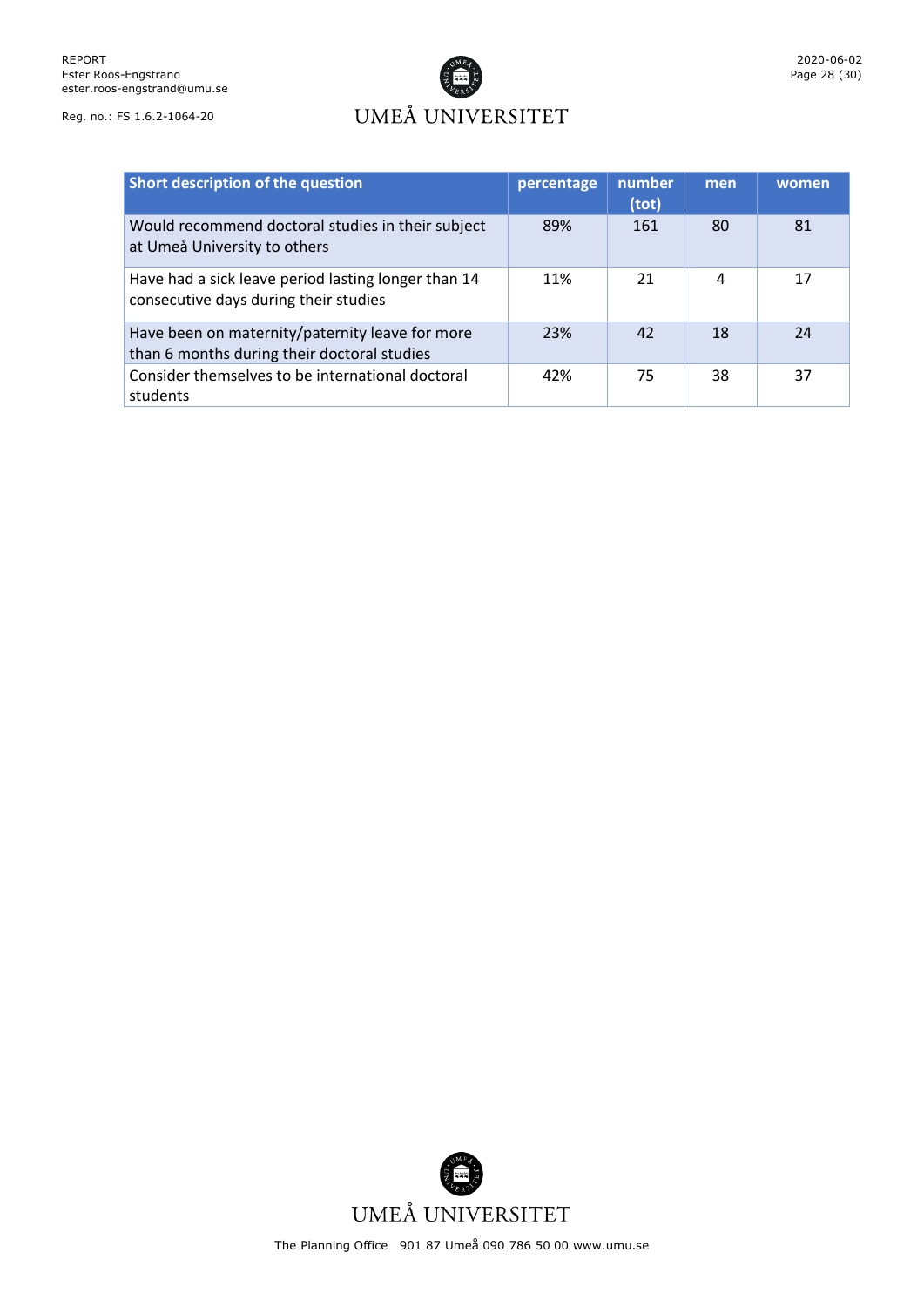| Short description of the question | percentage | number (tot) | men | women |
|---|---|---|---|---|
| Would recommend doctoral studies in their subject at Umeå University to others | 89% | 161 | 80 | 81 |
| Have had a sick leave period lasting longer than 14 consecutive days during their studies | 11% | 21 | 4 | 17 |
| Have been on maternity/paternity leave for more than 6 months during their doctoral studies | 23% | 42 | 18 | 24 |
| Consider themselves to be international doctoral students | 42% | 75 | 38 | 37 |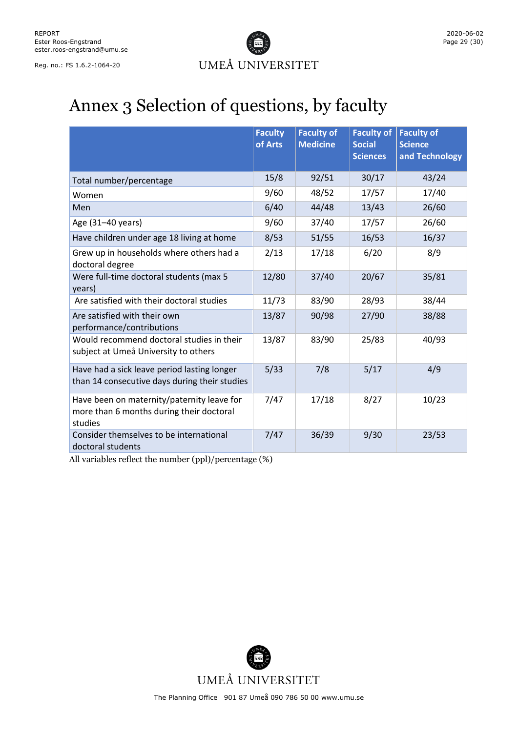# Annex 3 Selection of questions, by faculty

| | Faculty of Arts | Faculty of Medicine | Faculty of Social Sciences | Faculty of Science and Technology |
|---|---|---|---|---|
| Total number/percentage | 15/8 | 92/51 | 30/17 | 43/24 |
| Women | 9/60 | 48/52 | 17/57 | 17/40 |
| Men | 6/40 | 44/48 | 13/43 | 26/60 |
| Age (31–40 years) | 9/60 | 37/40 | 17/57 | 26/60 |
| Have children under age 18 living at home | 8/53 | 51/55 | 16/53 | 16/37 |
| Grew up in households where others had a doctoral degree | 2/13 | 17/18 | 6/20 | 8/9 |
| Were full-time doctoral students (max 5 years) | 12/80 | 37/40 | 20/67 | 35/81 |
| Are satisfied with their doctoral studies | 11/73 | 83/90 | 28/93 | 38/44 |
| Are satisfied with their own performance/contributions | 13/87 | 90/98 | 27/90 | 38/88 |
| Would recommend doctoral studies in their subject at Umeå University to others | 13/87 | 83/90 | 25/83 | 40/93 |
| Have had a sick leave period lasting longer than 14 consecutive days during their studies | 5/33 | 7/8 | 5/17 | 4/9 |
| Have been on maternity/paternity leave for more than 6 months during their doctoral studies | 7/47 | 17/18 | 8/27 | 10/23 |
| Consider themselves to be international doctoral students | 7/47 | 36/39 | 9/30 | 23/53 |

All variables reflect the number (ppl)/percentage (%)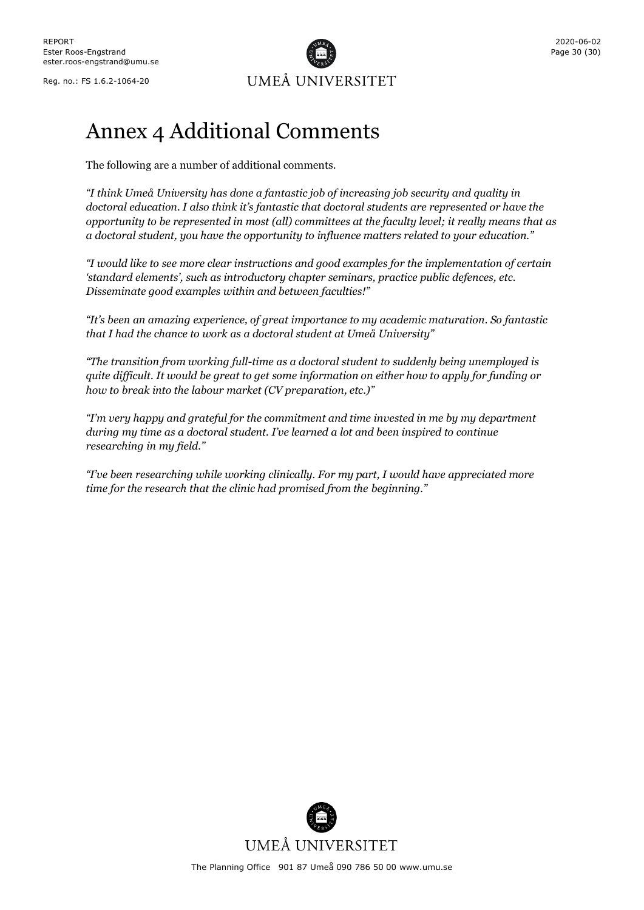# Annex 4 Additional Comments

The following are a number of additional comments.

*"I think Umeå University has done a fantastic job of increasing job security and quality in doctoral education. I also think it's fantastic that doctoral students are represented or have the opportunity to be represented in most (all) committees at the faculty level; it really means that as a doctoral student, you have the opportunity to influence matters related to your education."*

*"I would like to see more clear instructions and good examples for the implementation of certain 'standard elements', such as introductory chapter seminars, practice public defences, etc. Disseminate good examples within and between faculties!"*

*"It's been an amazing experience, of great importance to my academic maturation. So fantastic that I had the chance to work as a doctoral student at Umeå University"*

*"The transition from working full-time as a doctoral student to suddenly being unemployed is quite difficult. It would be great to get some information on either how to apply for funding or how to break into the labour market (CV preparation, etc.)"*

*"I'm very happy and grateful for the commitment and time invested in me by my department during my time as a doctoral student. I've learned a lot and been inspired to continue researching in my field."*

*"I've been researching while working clinically. For my part, I would have appreciated more time for the research that the clinic had promised from the beginning."*